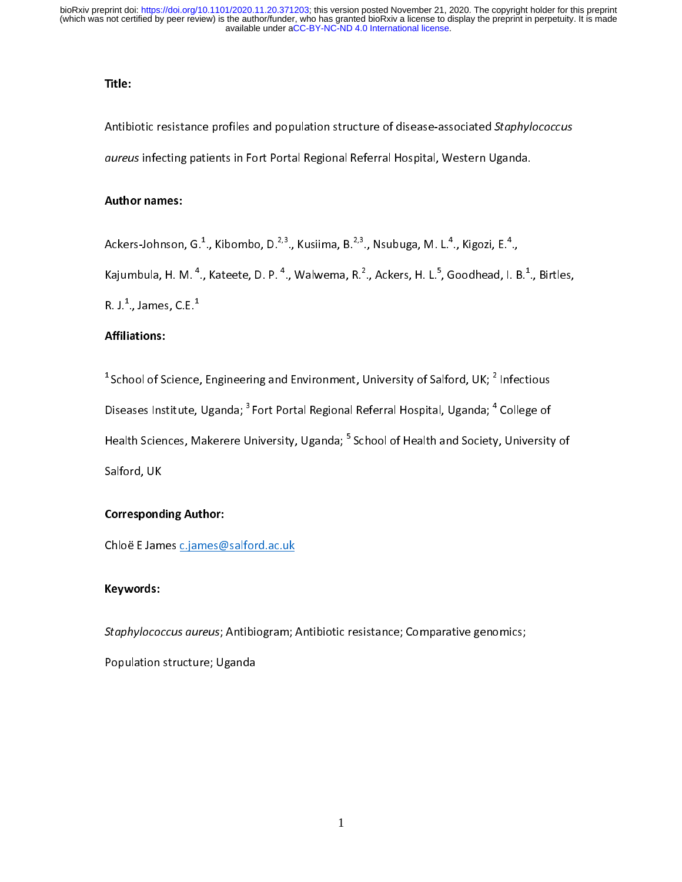**Title:**

Antibiotic resistance profiles and population structure of disease-associated *Staphylococcus aureus* infecting patients in Fort Portal Regional Referral Hospital, Western Uganda.

**Author names:**

Ackers-Johnson, G.[1]., Kibombo, D.[2,3]., Kusiima, B.[2,3]., Nsubuga, M. L.[4]., Kigozi, E.[4]., Kajumbula, H. M. [4]., Kateete, D. P. [4]., Walwema, R.[2]., Ackers, H. L.[5], Goodhead, I. B.[1]., Birtles, R. J.[1]., James, C.E.[1]

**Affiliations:**

[1] School of Science, Engineering and Environment, University of Salford, UK; [2] Infectious Diseases Institute, Uganda; [3] Fort Portal Regional Referral Hospital, Uganda; [4] College of Health Sciences, Makerere University, Uganda; [5] School of Health and Society, University of Salford, UK

**Corresponding Author:**

Chloë E James c.james@salford.ac.uk

**Keywords:**

*Staphylococcus aureus*; Antibiogram; Antibiotic resistance; Comparative genomics; Population structure; Uganda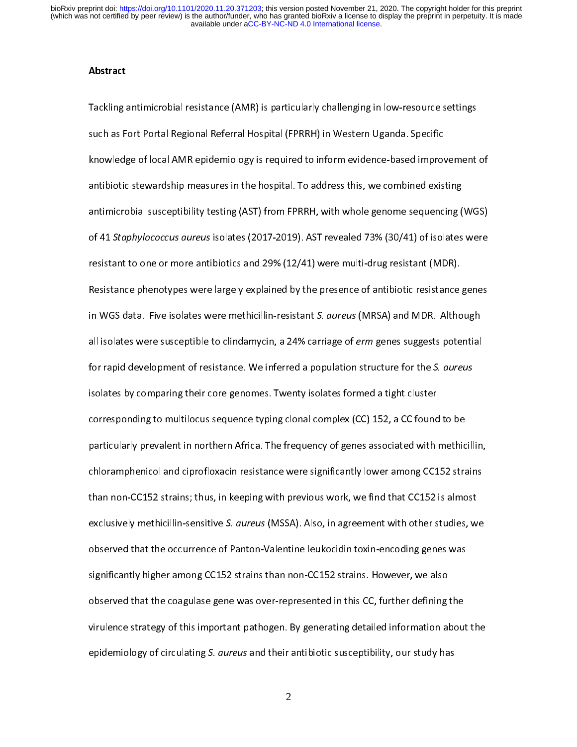## Abstract

Tackling antimicrobial resistance (AMR) is particularly challenging in low-resource settings such as Fort Portal Regional Referral Hospital (FPRRH) in Western Uganda. Specific knowledge of local AMR epidemiology is required to inform evidence-based improvement of antibiotic stewardship measures in the hospital. To address this, we combined existing antimicrobial susceptibility testing (AST) from FPRRH, with whole genome sequencing (WGS) of 41 *Staphylococcus aureus* isolates (2017-2019). AST revealed 73% (30/41) of isolates were resistant to one or more antibiotics and 29% (12/41) were multi-drug resistant (MDR). Resistance phenotypes were largely explained by the presence of antibiotic resistance genes in WGS data. Five isolates were methicillin-resistant *S. aureus* (MRSA) and MDR. Although all isolates were susceptible to clindamycin, a 24% carriage of *erm* genes suggests potential for rapid development of resistance. We inferred a population structure for the *S. aureus* isolates by comparing their core genomes. Twenty isolates formed a tight cluster corresponding to multilocus sequence typing clonal complex (CC) 152, a CC found to be particularly prevalent in northern Africa. The frequency of genes associated with methicillin, chloramphenicol and ciprofloxacin resistance were significantly lower among CC152 strains than non-CC152 strains; thus, in keeping with previous work, we find that CC152 is almost exclusively methicillin-sensitive *S. aureus* (MSSA). Also, in agreement with other studies, we observed that the occurrence of Panton-Valentine leukocidin toxin-encoding genes was significantly higher among CC152 strains than non-CC152 strains. However, we also observed that the coagulase gene was over-represented in this CC, further defining the virulence strategy of this important pathogen. By generating detailed information about the epidemiology of circulating *S. aureus* and their antibiotic susceptibility, our study has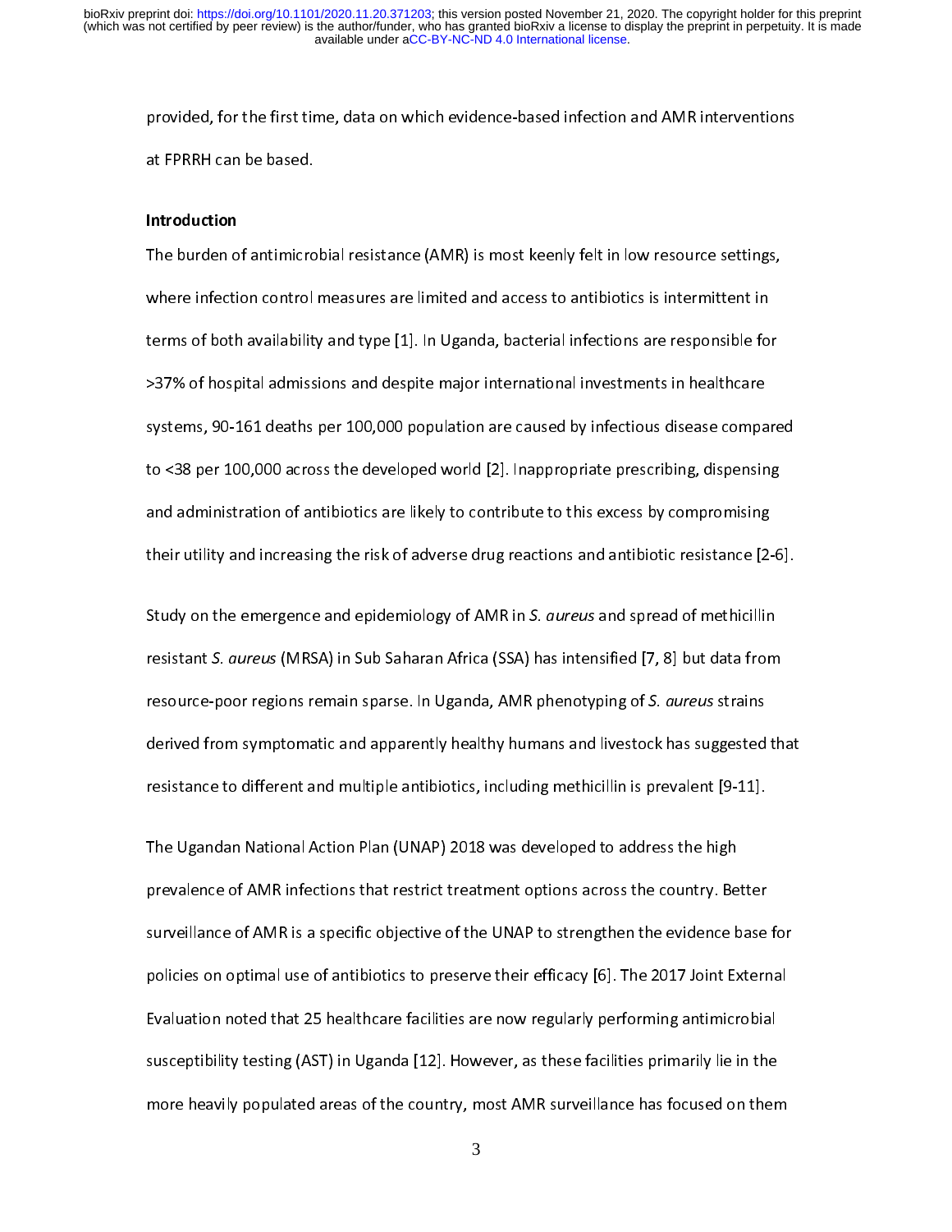provided, for the first time, data on which evidence-based infection and AMR interventions at FPRRH can be based.

## Introduction

The burden of antimicrobial resistance (AMR) is most keenly felt in low resource settings, where infection control measures are limited and access to antibiotics is intermittent in terms of both availability and type [1]. In Uganda, bacterial infections are responsible for >37% of hospital admissions and despite major international investments in healthcare systems, 90-161 deaths per 100,000 population are caused by infectious disease compared to <38 per 100,000 across the developed world [2]. Inappropriate prescribing, dispensing and administration of antibiotics are likely to contribute to this excess by compromising their utility and increasing the risk of adverse drug reactions and antibiotic resistance [2-6].

Study on the emergence and epidemiology of AMR in *S. aureus* and spread of methicillin resistant *S. aureus* (MRSA) in Sub Saharan Africa (SSA) has intensified [7, 8] but data from resource-poor regions remain sparse. In Uganda, AMR phenotyping of *S. aureus* strains derived from symptomatic and apparently healthy humans and livestock has suggested that resistance to different and multiple antibiotics, including methicillin is prevalent [9-11].

The Ugandan National Action Plan (UNAP) 2018 was developed to address the high prevalence of AMR infections that restrict treatment options across the country. Better surveillance of AMR is a specific objective of the UNAP to strengthen the evidence base for policies on optimal use of antibiotics to preserve their efficacy [6]. The 2017 Joint External Evaluation noted that 25 healthcare facilities are now regularly performing antimicrobial susceptibility testing (AST) in Uganda [12]. However, as these facilities primarily lie in the more heavily populated areas of the country, most AMR surveillance has focused on them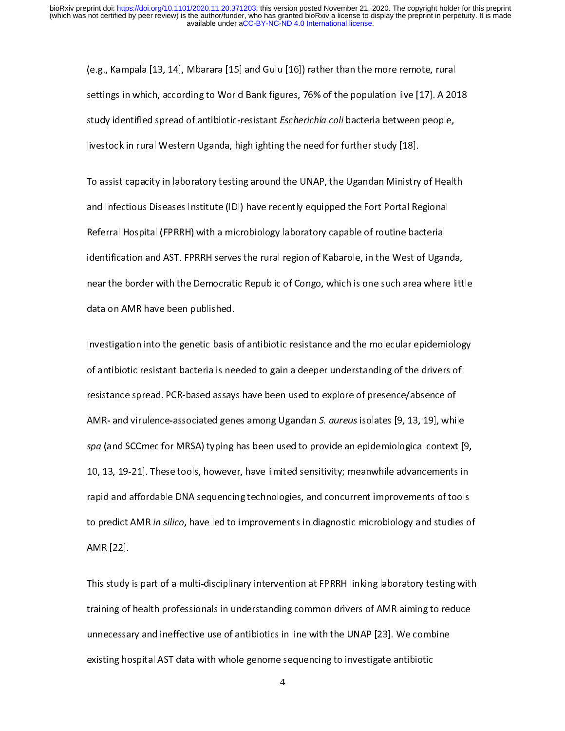(e.g., Kampala [13, 14], Mbarara [15] and Gulu [16]) rather than the more remote, rural settings in which, according to World Bank figures, 76% of the population live [17]. A 2018 study identified spread of antibiotic-resistant *Escherichia coli* bacteria between people, livestock in rural Western Uganda, highlighting the need for further study [18].

To assist capacity in laboratory testing around the UNAP, the Ugandan Ministry of Health and Infectious Diseases Institute (IDI) have recently equipped the Fort Portal Regional Referral Hospital (FPRRH) with a microbiology laboratory capable of routine bacterial identification and AST. FPRRH serves the rural region of Kabarole, in the West of Uganda, near the border with the Democratic Republic of Congo, which is one such area where little data on AMR have been published.

Investigation into the genetic basis of antibiotic resistance and the molecular epidemiology of antibiotic resistant bacteria is needed to gain a deeper understanding of the drivers of resistance spread. PCR-based assays have been used to explore of presence/absence of AMR- and virulence-associated genes among Ugandan *S. aureus* isolates [9, 13, 19], while *spa* (and SCCmec for MRSA) typing has been used to provide an epidemiological context [9, 10, 13, 19-21]. These tools, however, have limited sensitivity; meanwhile advancements in rapid and affordable DNA sequencing technologies, and concurrent improvements of tools to predict AMR *in silico*, have led to improvements in diagnostic microbiology and studies of AMR [22].

This study is part of a multi-disciplinary intervention at FPRRH linking laboratory testing with training of health professionals in understanding common drivers of AMR aiming to reduce unnecessary and ineffective use of antibiotics in line with the UNAP [23]. We combine existing hospital AST data with whole genome sequencing to investigate antibiotic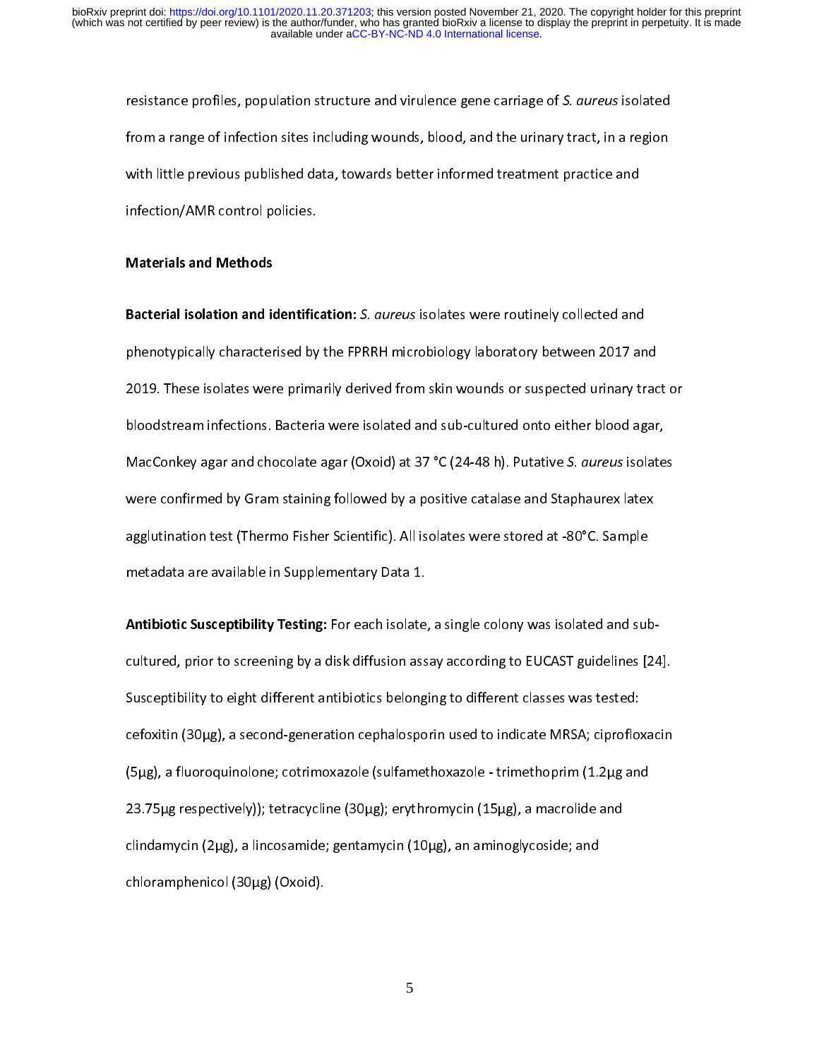resistance profiles, population structure and virulence gene carriage of *S. aureus* isolated from a range of infection sites including wounds, blood, and the urinary tract, in a region with little previous published data, towards better informed treatment practice and infection/AMR control policies.

## Materials and Methods

**Bacterial isolation and identification:** *S. aureus* isolates were routinely collected and phenotypically characterised by the FPRRH microbiology laboratory between 2017 and 2019. These isolates were primarily derived from skin wounds or suspected urinary tract or bloodstream infections. Bacteria were isolated and sub-cultured onto either blood agar, MacConkey agar and chocolate agar (Oxoid) at 37 °C (24-48 h). Putative *S. aureus* isolates were confirmed by Gram staining followed by a positive catalase and Staphaurex latex agglutination test (Thermo Fisher Scientific). All isolates were stored at -80°C. Sample metadata are available in Supplementary Data 1.

**Antibiotic Susceptibility Testing:** For each isolate, a single colony was isolated and sub-cultured, prior to screening by a disk diffusion assay according to EUCAST guidelines [24]. Susceptibility to eight different antibiotics belonging to different classes was tested: cefoxitin (30µg), a second-generation cephalosporin used to indicate MRSA; ciprofloxacin (5µg), a fluoroquinolone; cotrimoxazole (sulfamethoxazole - trimethoprim (1.2µg and 23.75µg respectively)); tetracycline (30µg); erythromycin (15µg), a macrolide and clindamycin (2µg), a lincosamide; gentamycin (10µg), an aminoglycoside; and chloramphenicol (30µg) (Oxoid).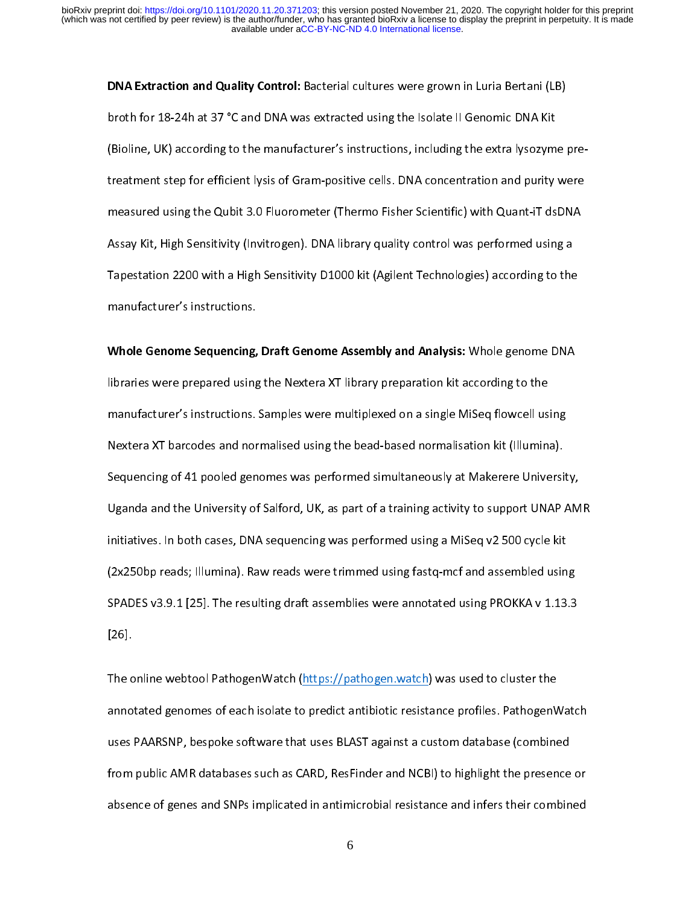**DNA Extraction and Quality Control:** Bacterial cultures were grown in Luria Bertani (LB) broth for 18-24h at 37 °C and DNA was extracted using the Isolate II Genomic DNA Kit (Bioline, UK) according to the manufacturer's instructions, including the extra lysozyme pre-treatment step for efficient lysis of Gram-positive cells. DNA concentration and purity were measured using the Qubit 3.0 Fluorometer (Thermo Fisher Scientific) with Quant-iT dsDNA Assay Kit, High Sensitivity (Invitrogen). DNA library quality control was performed using a Tapestation 2200 with a High Sensitivity D1000 kit (Agilent Technologies) according to the manufacturer's instructions.

**Whole Genome Sequencing, Draft Genome Assembly and Analysis:** Whole genome DNA libraries were prepared using the Nextera XT library preparation kit according to the manufacturer's instructions. Samples were multiplexed on a single MiSeq flowcell using Nextera XT barcodes and normalised using the bead-based normalisation kit (Illumina). Sequencing of 41 pooled genomes was performed simultaneously at Makerere University, Uganda and the University of Salford, UK, as part of a training activity to support UNAP AMR initiatives. In both cases, DNA sequencing was performed using a MiSeq v2 500 cycle kit (2x250bp reads; Illumina). Raw reads were trimmed using fastq-mcf and assembled using SPADES v3.9.1 [25]. The resulting draft assemblies were annotated using PROKKA v 1.13.3 [26].

The online webtool PathogenWatch (https://pathogen.watch) was used to cluster the annotated genomes of each isolate to predict antibiotic resistance profiles. PathogenWatch uses PAARSNP, bespoke software that uses BLAST against a custom database (combined from public AMR databases such as CARD, ResFinder and NCBI) to highlight the presence or absence of genes and SNPs implicated in antimicrobial resistance and infers their combined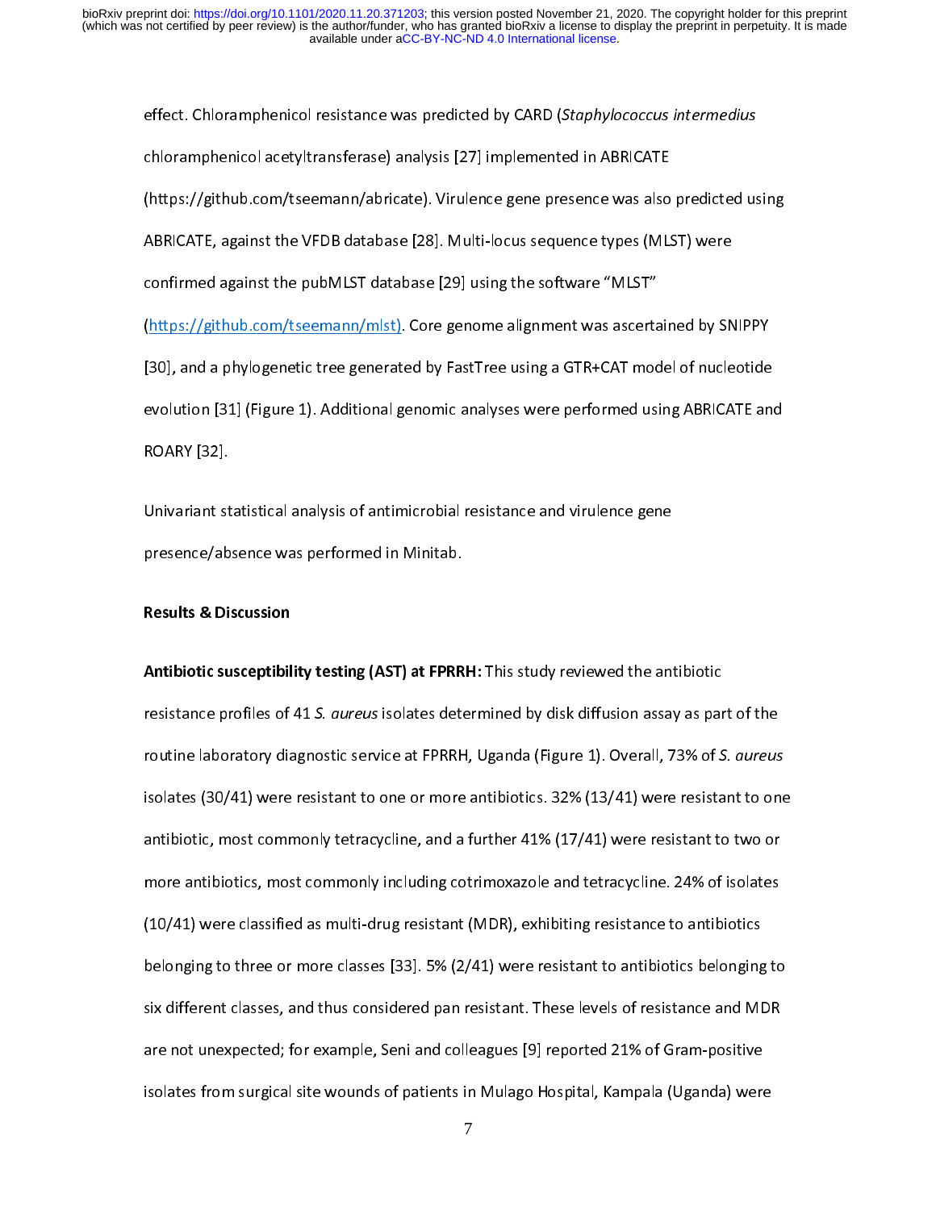effect. Chloramphenicol resistance was predicted by CARD (*Staphylococcus intermedius* chloramphenicol acetyltransferase) analysis [27] implemented in ABRICATE (https://github.com/tseemann/abricate). Virulence gene presence was also predicted using ABRICATE, against the VFDB database [28]. Multi-locus sequence types (MLST) were confirmed against the pubMLST database [29] using the software "MLST" (https://github.com/tseemann/mlst). Core genome alignment was ascertained by SNIPPY [30], and a phylogenetic tree generated by FastTree using a GTR+CAT model of nucleotide evolution [31] (Figure 1). Additional genomic analyses were performed using ABRICATE and ROARY [32].

Univariant statistical analysis of antimicrobial resistance and virulence gene presence/absence was performed in Minitab.

## Results & Discussion

**Antibiotic susceptibility testing (AST) at FPRRH:** This study reviewed the antibiotic resistance profiles of 41 *S. aureus* isolates determined by disk diffusion assay as part of the routine laboratory diagnostic service at FPRRH, Uganda (Figure 1). Overall, 73% of *S. aureus* isolates (30/41) were resistant to one or more antibiotics. 32% (13/41) were resistant to one antibiotic, most commonly tetracycline, and a further 41% (17/41) were resistant to two or more antibiotics, most commonly including cotrimoxazole and tetracycline. 24% of isolates (10/41) were classified as multi-drug resistant (MDR), exhibiting resistance to antibiotics belonging to three or more classes [33]. 5% (2/41) were resistant to antibiotics belonging to six different classes, and thus considered pan resistant. These levels of resistance and MDR are not unexpected; for example, Seni and colleagues [9] reported 21% of Gram-positive isolates from surgical site wounds of patients in Mulago Hospital, Kampala (Uganda) were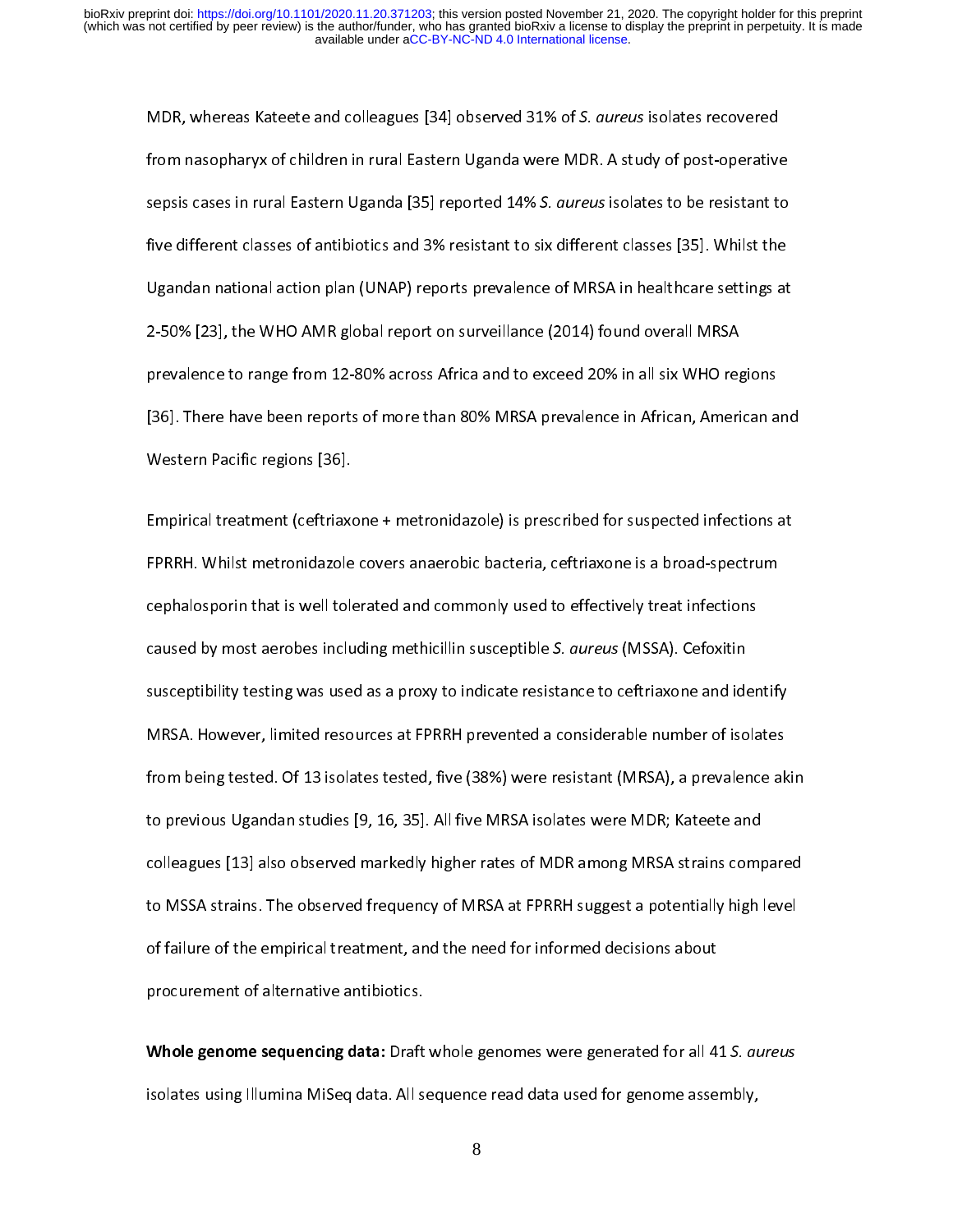MDR, whereas Kateete and colleagues [34] observed 31% of *S. aureus* isolates recovered from nasopharyx of children in rural Eastern Uganda were MDR. A study of post-operative sepsis cases in rural Eastern Uganda [35] reported 14% *S. aureus* isolates to be resistant to five different classes of antibiotics and 3% resistant to six different classes [35]. Whilst the Ugandan national action plan (UNAP) reports prevalence of MRSA in healthcare settings at 2-50% [23], the WHO AMR global report on surveillance (2014) found overall MRSA prevalence to range from 12-80% across Africa and to exceed 20% in all six WHO regions [36]. There have been reports of more than 80% MRSA prevalence in African, American and Western Pacific regions [36].

Empirical treatment (ceftriaxone + metronidazole) is prescribed for suspected infections at FPRRH. Whilst metronidazole covers anaerobic bacteria, ceftriaxone is a broad-spectrum cephalosporin that is well tolerated and commonly used to effectively treat infections caused by most aerobes including methicillin susceptible *S. aureus* (MSSA). Cefoxitin susceptibility testing was used as a proxy to indicate resistance to ceftriaxone and identify MRSA. However, limited resources at FPRRH prevented a considerable number of isolates from being tested. Of 13 isolates tested, five (38%) were resistant (MRSA), a prevalence akin to previous Ugandan studies [9, 16, 35]. All five MRSA isolates were MDR; Kateete and colleagues [13] also observed markedly higher rates of MDR among MRSA strains compared to MSSA strains. The observed frequency of MRSA at FPRRH suggest a potentially high level of failure of the empirical treatment, and the need for informed decisions about procurement of alternative antibiotics.

**Whole genome sequencing data:** Draft whole genomes were generated for all 41 *S. aureus* isolates using Illumina MiSeq data. All sequence read data used for genome assembly,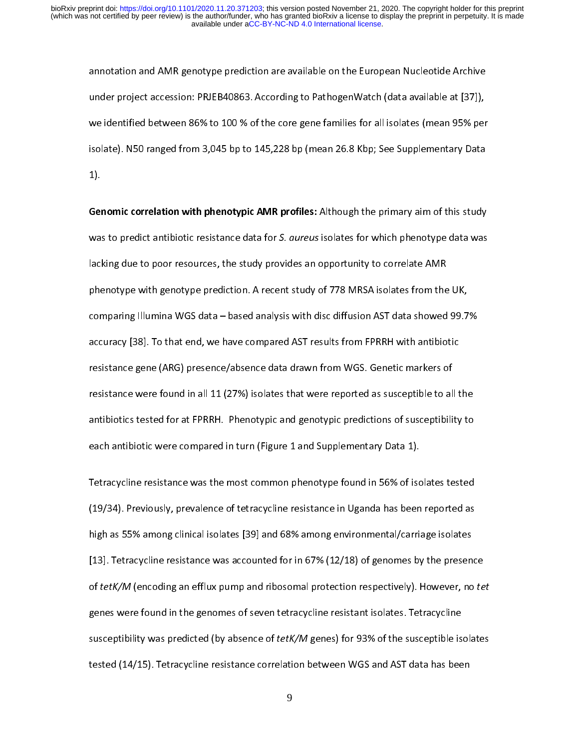annotation and AMR genotype prediction are available on the European Nucleotide Archive under project accession: PRJEB40863. According to PathogenWatch (data available at [37]), we identified between 86% to 100 % of the core gene families for all isolates (mean 95% per isolate). N50 ranged from 3,045 bp to 145,228 bp (mean 26.8 Kbp; See Supplementary Data 1).

**Genomic correlation with phenotypic AMR profiles:** Although the primary aim of this study was to predict antibiotic resistance data for *S. aureus* isolates for which phenotype data was lacking due to poor resources, the study provides an opportunity to correlate AMR phenotype with genotype prediction. A recent study of 778 MRSA isolates from the UK, comparing Illumina WGS data – based analysis with disc diffusion AST data showed 99.7% accuracy [38]. To that end, we have compared AST results from FPRRH with antibiotic resistance gene (ARG) presence/absence data drawn from WGS. Genetic markers of resistance were found in all 11 (27%) isolates that were reported as susceptible to all the antibiotics tested for at FPRRH. Phenotypic and genotypic predictions of susceptibility to each antibiotic were compared in turn (Figure 1 and Supplementary Data 1).

Tetracycline resistance was the most common phenotype found in 56% of isolates tested (19/34). Previously, prevalence of tetracycline resistance in Uganda has been reported as high as 55% among clinical isolates [39] and 68% among environmental/carriage isolates [13]. Tetracycline resistance was accounted for in 67% (12/18) of genomes by the presence of *tetK/M* (encoding an efflux pump and ribosomal protection respectively). However, no *tet* genes were found in the genomes of seven tetracycline resistant isolates. Tetracycline susceptibility was predicted (by absence of *tetK/M* genes) for 93% of the susceptible isolates tested (14/15). Tetracycline resistance correlation between WGS and AST data has been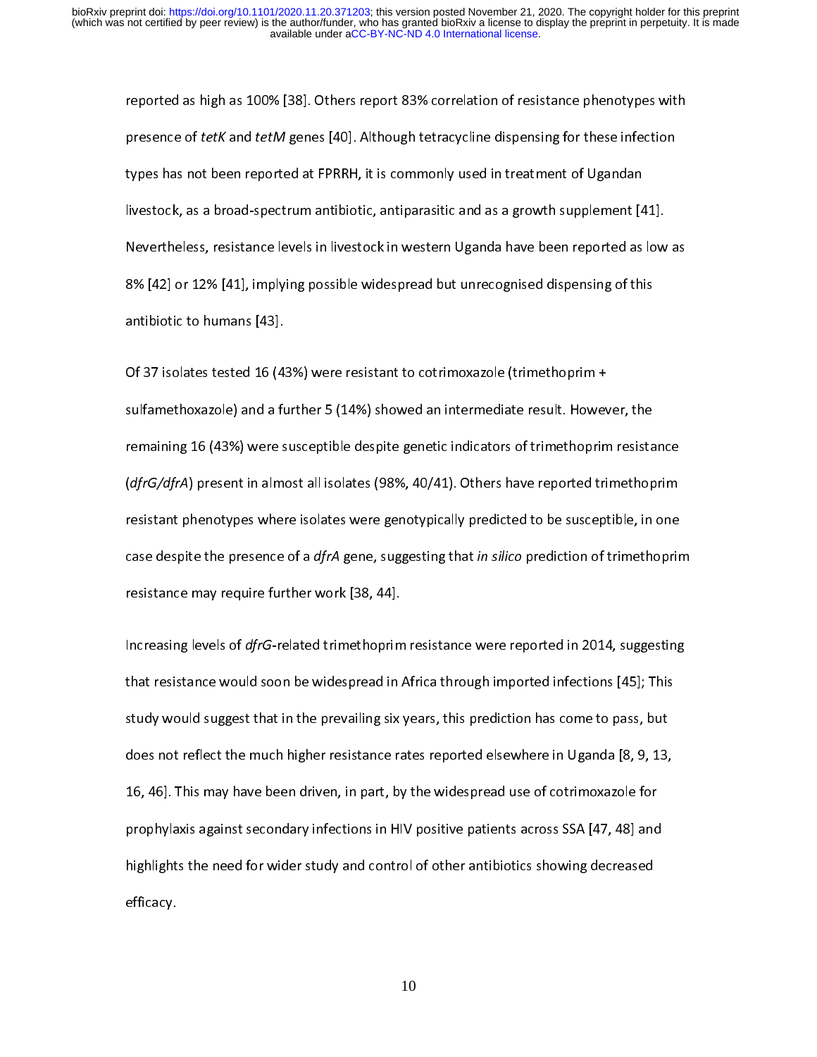reported as high as 100% [38]. Others report 83% correlation of resistance phenotypes with presence of *tetK* and *tetM* genes [40]. Although tetracycline dispensing for these infection types has not been reported at FPRRH, it is commonly used in treatment of Ugandan livestock, as a broad-spectrum antibiotic, antiparasitic and as a growth supplement [41]. Nevertheless, resistance levels in livestock in western Uganda have been reported as low as 8% [42] or 12% [41], implying possible widespread but unrecognised dispensing of this antibiotic to humans [43].

Of 37 isolates tested 16 (43%) were resistant to cotrimoxazole (trimethoprim + sulfamethoxazole) and a further 5 (14%) showed an intermediate result. However, the remaining 16 (43%) were susceptible despite genetic indicators of trimethoprim resistance (*dfrG/dfrA*) present in almost all isolates (98%, 40/41). Others have reported trimethoprim resistant phenotypes where isolates were genotypically predicted to be susceptible, in one case despite the presence of a *dfrA* gene, suggesting that *in silico* prediction of trimethoprim resistance may require further work [38, 44].

Increasing levels of *dfrG*-related trimethoprim resistance were reported in 2014, suggesting that resistance would soon be widespread in Africa through imported infections [45]; This study would suggest that in the prevailing six years, this prediction has come to pass, but does not reflect the much higher resistance rates reported elsewhere in Uganda [8, 9, 13, 16, 46]. This may have been driven, in part, by the widespread use of cotrimoxazole for prophylaxis against secondary infections in HIV positive patients across SSA [47, 48] and highlights the need for wider study and control of other antibiotics showing decreased efficacy.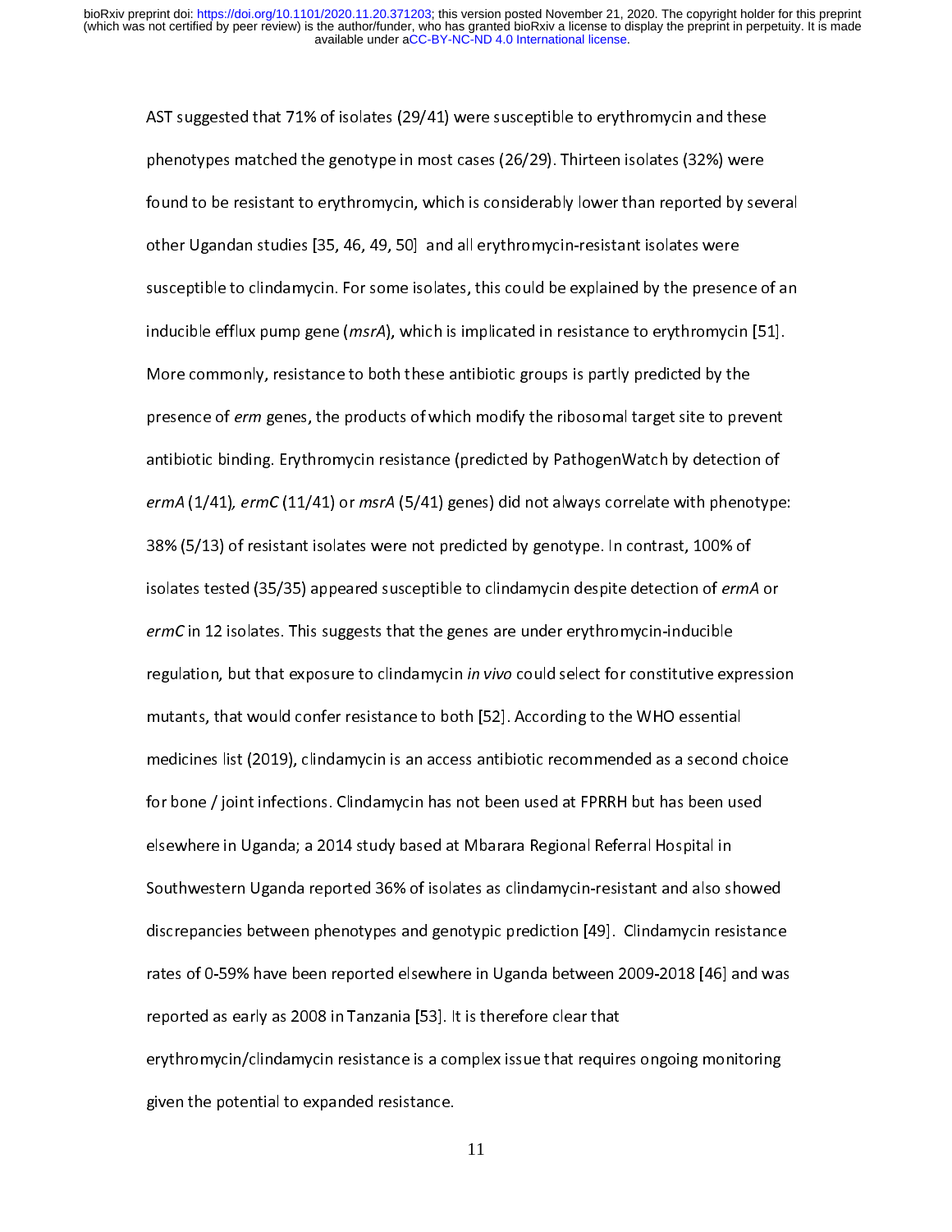AST suggested that 71% of isolates (29/41) were susceptible to erythromycin and these phenotypes matched the genotype in most cases (26/29). Thirteen isolates (32%) were found to be resistant to erythromycin, which is considerably lower than reported by several other Ugandan studies [35, 46, 49, 50] and all erythromycin-resistant isolates were susceptible to clindamycin. For some isolates, this could be explained by the presence of an inducible efflux pump gene (*msrA*), which is implicated in resistance to erythromycin [51]. More commonly, resistance to both these antibiotic groups is partly predicted by the presence of *erm* genes, the products of which modify the ribosomal target site to prevent antibiotic binding. Erythromycin resistance (predicted by PathogenWatch by detection of *ermA* (1/41)*, ermC* (11/41) or *msrA* (5/41) genes) did not always correlate with phenotype: 38% (5/13) of resistant isolates were not predicted by genotype. In contrast, 100% of isolates tested (35/35) appeared susceptible to clindamycin despite detection of *ermA* or *ermC* in 12 isolates. This suggests that the genes are under erythromycin-inducible regulation, but that exposure to clindamycin *in vivo* could select for constitutive expression mutants, that would confer resistance to both [52]. According to the WHO essential medicines list (2019), clindamycin is an access antibiotic recommended as a second choice for bone / joint infections. Clindamycin has not been used at FPRRH but has been used elsewhere in Uganda; a 2014 study based at Mbarara Regional Referral Hospital in Southwestern Uganda reported 36% of isolates as clindamycin-resistant and also showed discrepancies between phenotypes and genotypic prediction [49]. Clindamycin resistance rates of 0-59% have been reported elsewhere in Uganda between 2009-2018 [46] and was reported as early as 2008 in Tanzania [53]. It is therefore clear that erythromycin/clindamycin resistance is a complex issue that requires ongoing monitoring given the potential to expanded resistance.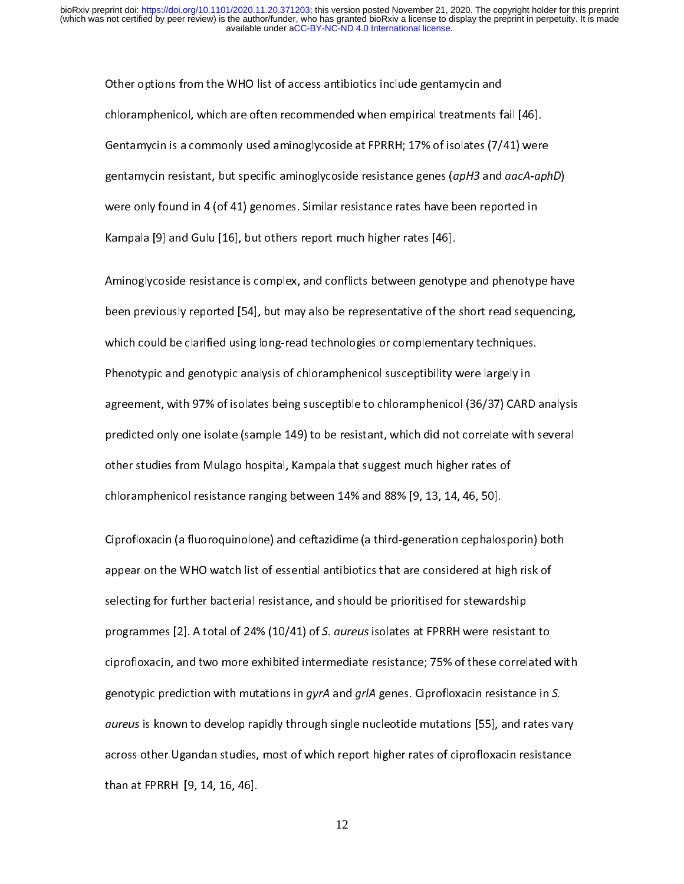Other options from the WHO list of access antibiotics include gentamycin and chloramphenicol, which are often recommended when empirical treatments fail [46]. Gentamycin is a commonly used aminoglycoside at FPRRH; 17% of isolates (7/41) were gentamycin resistant, but specific aminoglycoside resistance genes (*apH3* and *aacA-aphD*) were only found in 4 (of 41) genomes. Similar resistance rates have been reported in Kampala [9] and Gulu [16], but others report much higher rates [46].

Aminoglycoside resistance is complex, and conflicts between genotype and phenotype have been previously reported [54], but may also be representative of the short read sequencing, which could be clarified using long-read technologies or complementary techniques. Phenotypic and genotypic analysis of chloramphenicol susceptibility were largely in agreement, with 97% of isolates being susceptible to chloramphenicol (36/37) CARD analysis predicted only one isolate (sample 149) to be resistant, which did not correlate with several other studies from Mulago hospital, Kampala that suggest much higher rates of chloramphenicol resistance ranging between 14% and 88% [9, 13, 14, 46, 50].

Ciprofloxacin (a fluoroquinolone) and ceftazidime (a third-generation cephalosporin) both appear on the WHO watch list of essential antibiotics that are considered at high risk of selecting for further bacterial resistance, and should be prioritised for stewardship programmes [2]. A total of 24% (10/41) of *S. aureus* isolates at FPRRH were resistant to ciprofloxacin, and two more exhibited intermediate resistance; 75% of these correlated with genotypic prediction with mutations in *gyrA* and *grlA* genes. Ciprofloxacin resistance in *S. aureus* is known to develop rapidly through single nucleotide mutations [55], and rates vary across other Ugandan studies, most of which report higher rates of ciprofloxacin resistance than at FPRRH [9, 14, 16, 46].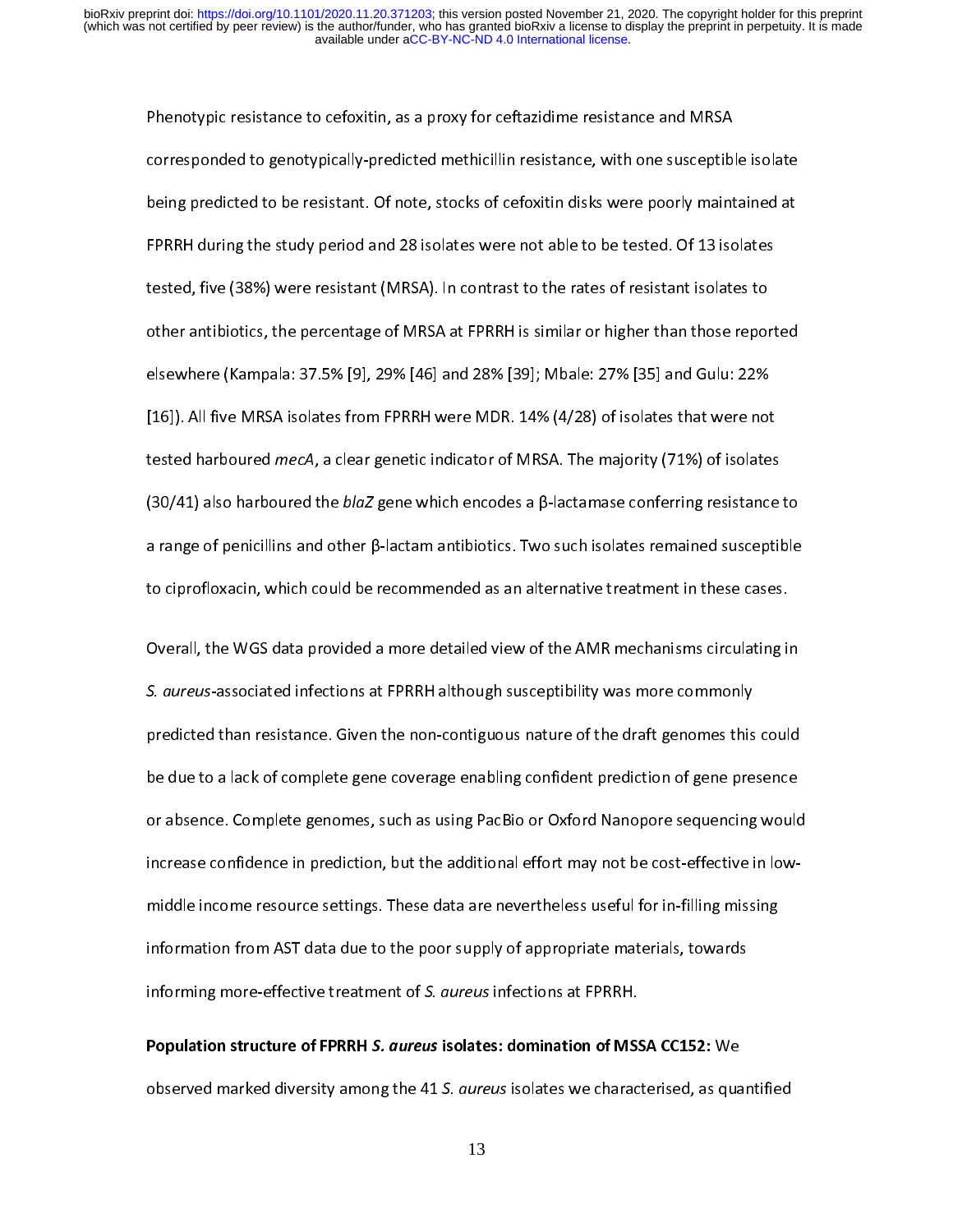Phenotypic resistance to cefoxitin, as a proxy for ceftazidime resistance and MRSA corresponded to genotypically-predicted methicillin resistance, with one susceptible isolate being predicted to be resistant. Of note, stocks of cefoxitin disks were poorly maintained at FPRRH during the study period and 28 isolates were not able to be tested. Of 13 isolates tested, five (38%) were resistant (MRSA). In contrast to the rates of resistant isolates to other antibiotics, the percentage of MRSA at FPRRH is similar or higher than those reported elsewhere (Kampala: 37.5% [9], 29% [46] and 28% [39]; Mbale: 27% [35] and Gulu: 22% [16]). All five MRSA isolates from FPRRH were MDR. 14% (4/28) of isolates that were not tested harboured *mecA*, a clear genetic indicator of MRSA. The majority (71%) of isolates (30/41) also harboured the *blaZ* gene which encodes a β-lactamase conferring resistance to a range of penicillins and other β-lactam antibiotics. Two such isolates remained susceptible to ciprofloxacin, which could be recommended as an alternative treatment in these cases.

Overall, the WGS data provided a more detailed view of the AMR mechanisms circulating in *S. aureus*-associated infections at FPRRH although susceptibility was more commonly predicted than resistance. Given the non-contiguous nature of the draft genomes this could be due to a lack of complete gene coverage enabling confident prediction of gene presence or absence. Complete genomes, such as using PacBio or Oxford Nanopore sequencing would increase confidence in prediction, but the additional effort may not be cost-effective in low-middle income resource settings. These data are nevertheless useful for in-filling missing information from AST data due to the poor supply of appropriate materials, towards informing more-effective treatment of *S. aureus* infections at FPRRH.

**Population structure of FPRRH *S. aureus* isolates: domination of MSSA CC152:** We observed marked diversity among the 41 *S. aureus* isolates we characterised, as quantified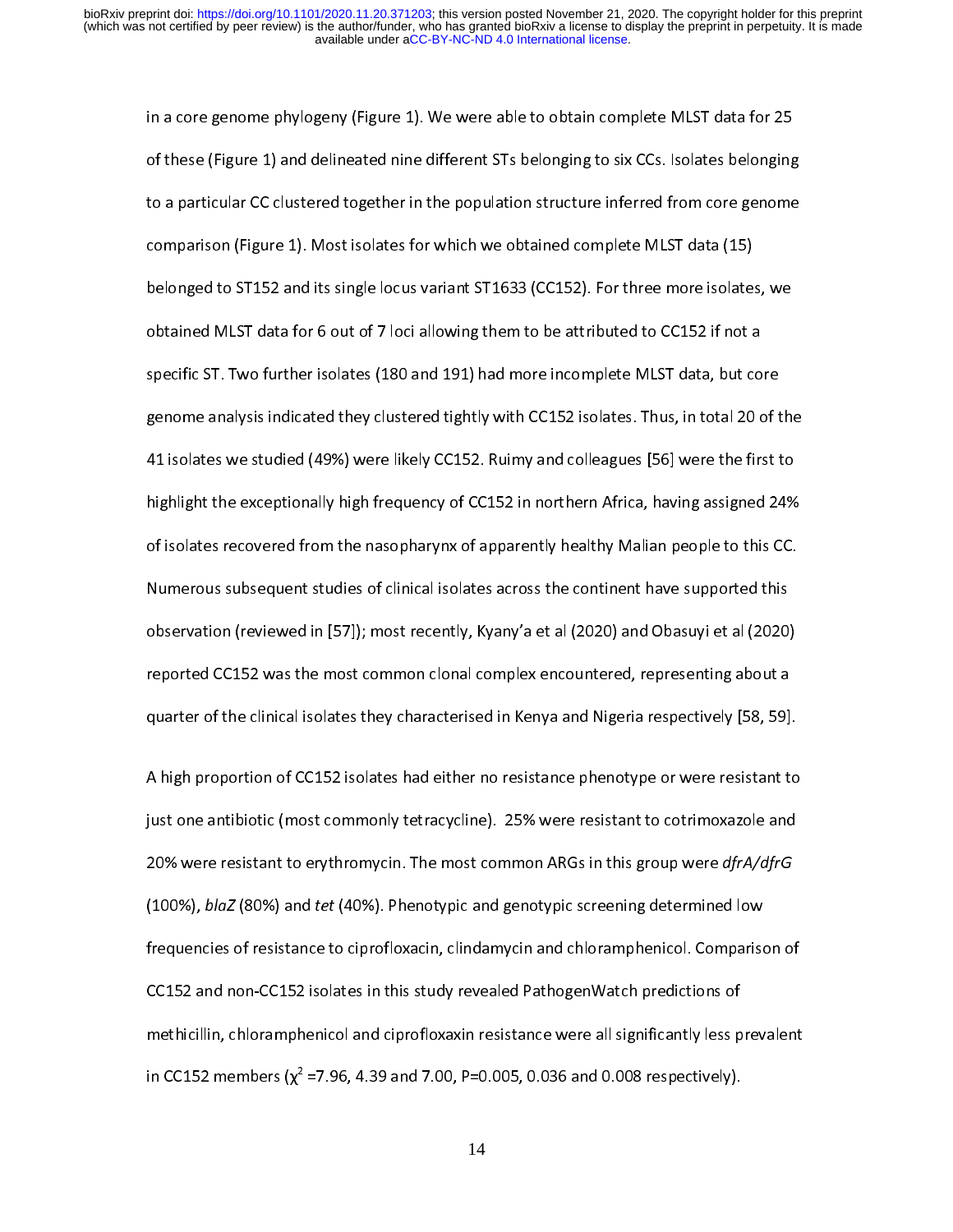in a core genome phylogeny (Figure 1). We were able to obtain complete MLST data for 25 of these (Figure 1) and delineated nine different STs belonging to six CCs. Isolates belonging to a particular CC clustered together in the population structure inferred from core genome comparison (Figure 1). Most isolates for which we obtained complete MLST data (15) belonged to ST152 and its single locus variant ST1633 (CC152). For three more isolates, we obtained MLST data for 6 out of 7 loci allowing them to be attributed to CC152 if not a specific ST. Two further isolates (180 and 191) had more incomplete MLST data, but core genome analysis indicated they clustered tightly with CC152 isolates. Thus, in total 20 of the 41 isolates we studied (49%) were likely CC152. Ruimy and colleagues [56] were the first to highlight the exceptionally high frequency of CC152 in northern Africa, having assigned 24% of isolates recovered from the nasopharynx of apparently healthy Malian people to this CC. Numerous subsequent studies of clinical isolates across the continent have supported this observation (reviewed in [57]); most recently, Kyany'a et al (2020) and Obasuyi et al (2020) reported CC152 was the most common clonal complex encountered, representing about a quarter of the clinical isolates they characterised in Kenya and Nigeria respectively [58, 59].

A high proportion of CC152 isolates had either no resistance phenotype or were resistant to just one antibiotic (most commonly tetracycline). 25% were resistant to cotrimoxazole and 20% were resistant to erythromycin. The most common ARGs in this group were *dfrA/dfrG* (100%), *blaZ* (80%) and *tet* (40%). Phenotypic and genotypic screening determined low frequencies of resistance to ciprofloxacin, clindamycin and chloramphenicol. Comparison of CC152 and non-CC152 isolates in this study revealed PathogenWatch predictions of methicillin, chloramphenicol and ciprofloxaxin resistance were all significantly less prevalent in CC152 members ($\chi^2$ =7.96, 4.39 and 7.00, P=0.005, 0.036 and 0.008 respectively).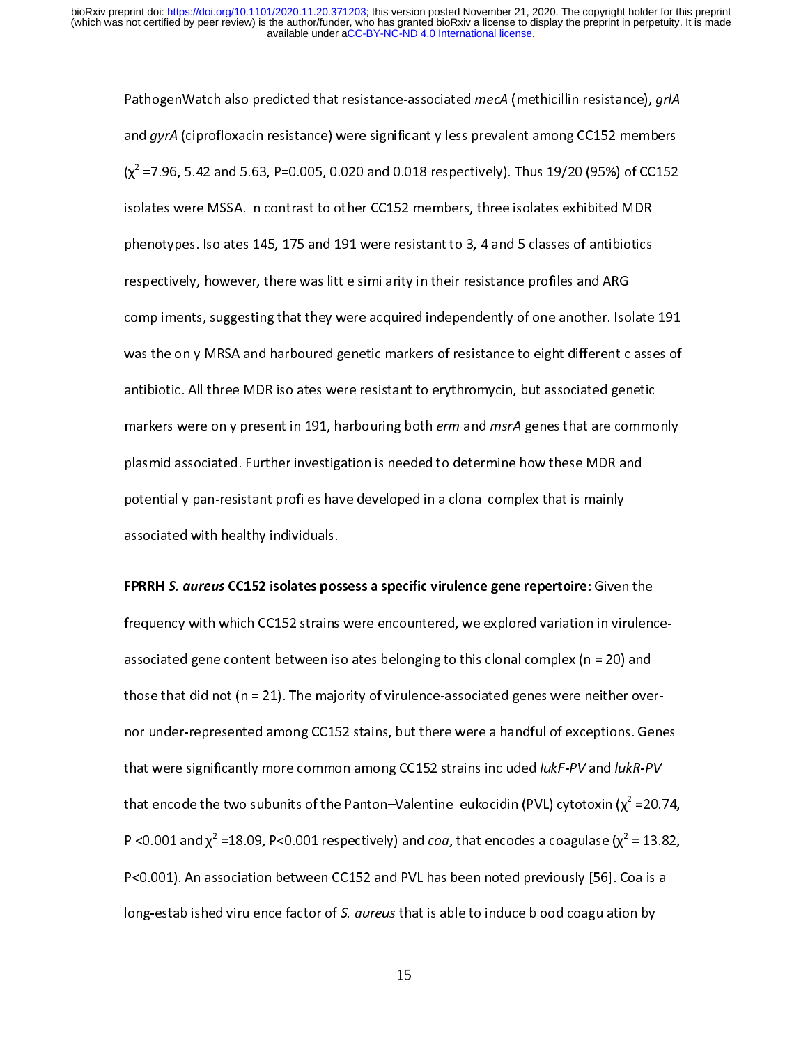PathogenWatch also predicted that resistance-associated *mecA* (methicillin resistance), *grlA* and *gyrA* (ciprofloxacin resistance) were significantly less prevalent among CC152 members ($\chi^2$ =7.96, 5.42 and 5.63, P=0.005, 0.020 and 0.018 respectively). Thus 19/20 (95%) of CC152 isolates were MSSA. In contrast to other CC152 members, three isolates exhibited MDR phenotypes. Isolates 145, 175 and 191 were resistant to 3, 4 and 5 classes of antibiotics respectively, however, there was little similarity in their resistance profiles and ARG compliments, suggesting that they were acquired independently of one another. Isolate 191 was the only MRSA and harboured genetic markers of resistance to eight different classes of antibiotic. All three MDR isolates were resistant to erythromycin, but associated genetic markers were only present in 191, harbouring both *erm* and *msrA* genes that are commonly plasmid associated. Further investigation is needed to determine how these MDR and potentially pan-resistant profiles have developed in a clonal complex that is mainly associated with healthy individuals.

**FPRRH *S. aureus* CC152 isolates possess a specific virulence gene repertoire:** Given the frequency with which CC152 strains were encountered, we explored variation in virulence-associated gene content between isolates belonging to this clonal complex (n = 20) and those that did not (n = 21). The majority of virulence-associated genes were neither over-nor under-represented among CC152 stains, but there were a handful of exceptions. Genes that were significantly more common among CC152 strains included *lukF-PV* and *lukR-PV* that encode the two subunits of the Panton–Valentine leukocidin (PVL) cytotoxin ($\chi^2$ =20.74, P <0.001 and $\chi^2$ =18.09, P<0.001 respectively) and *coa*, that encodes a coagulase ($\chi^2$ = 13.82, P<0.001). An association between CC152 and PVL has been noted previously [56]. Coa is a long-established virulence factor of *S. aureus* that is able to induce blood coagulation by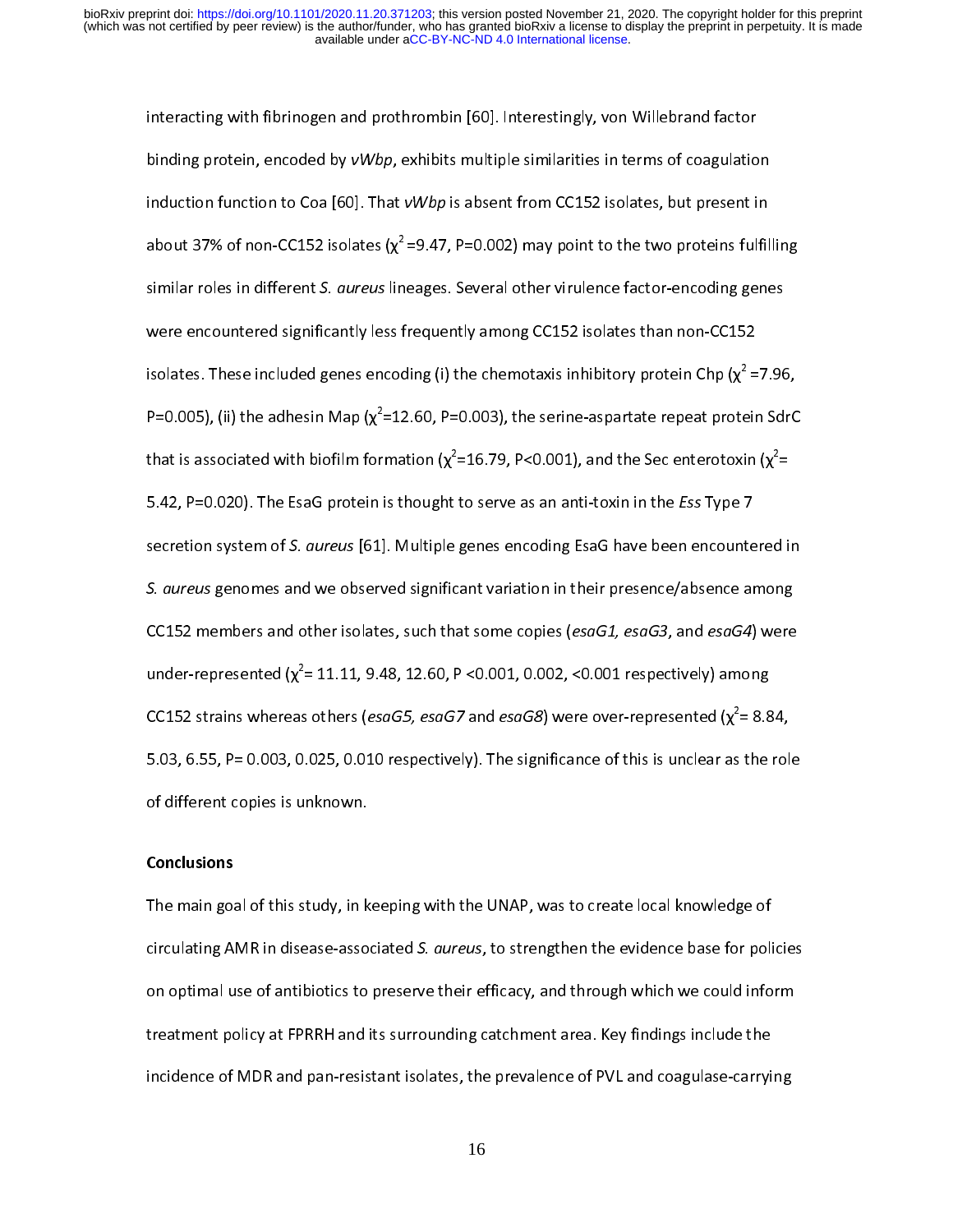interacting with fibrinogen and prothrombin [60]. Interestingly, von Willebrand factor binding protein, encoded by *vWbp*, exhibits multiple similarities in terms of coagulation induction function to Coa [60]. That *vWbp* is absent from CC152 isolates, but present in about 37% of non-CC152 isolates ($\chi^2$ =9.47, P=0.002) may point to the two proteins fulfilling similar roles in different *S. aureus* lineages. Several other virulence factor-encoding genes were encountered significantly less frequently among CC152 isolates than non-CC152 isolates. These included genes encoding (i) the chemotaxis inhibitory protein Chp ($\chi^2$ =7.96, P=0.005), (ii) the adhesin Map ($\chi^2$=12.60, P=0.003), the serine-aspartate repeat protein SdrC that is associated with biofilm formation ($\chi^2$=16.79, P<0.001), and the Sec enterotoxin ($\chi^2$= 5.42, P=0.020). The EsaG protein is thought to serve as an anti-toxin in the *Ess* Type 7 secretion system of *S. aureus* [61]. Multiple genes encoding EsaG have been encountered in *S. aureus* genomes and we observed significant variation in their presence/absence among CC152 members and other isolates, such that some copies (*esaG1, esaG3*, and *esaG4*) were under-represented ($\chi^2$= 11.11, 9.48, 12.60, P <0.001, 0.002, <0.001 respectively) among CC152 strains whereas others (*esaG5, esaG7* and *esaG8*) were over-represented ($\chi^2$= 8.84, 5.03, 6.55, P= 0.003, 0.025, 0.010 respectively). The significance of this is unclear as the role of different copies is unknown.

## Conclusions

The main goal of this study, in keeping with the UNAP, was to create local knowledge of circulating AMR in disease-associated *S. aureus*, to strengthen the evidence base for policies on optimal use of antibiotics to preserve their efficacy, and through which we could inform treatment policy at FPRRH and its surrounding catchment area. Key findings include the incidence of MDR and pan-resistant isolates, the prevalence of PVL and coagulase-carrying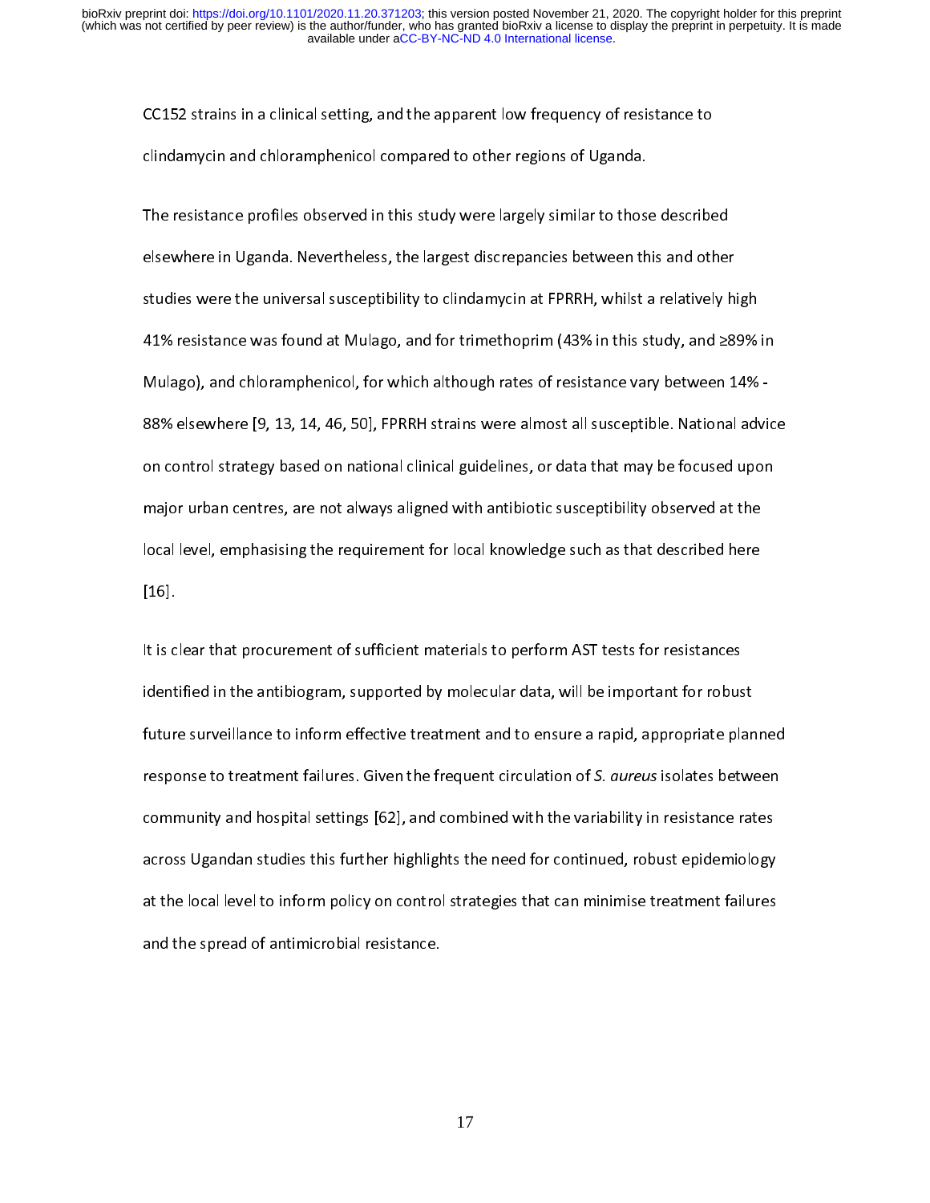CC152 strains in a clinical setting, and the apparent low frequency of resistance to clindamycin and chloramphenicol compared to other regions of Uganda.

The resistance profiles observed in this study were largely similar to those described elsewhere in Uganda. Nevertheless, the largest discrepancies between this and other studies were the universal susceptibility to clindamycin at FPRRH, whilst a relatively high 41% resistance was found at Mulago, and for trimethoprim (43% in this study, and ≥89% in Mulago), and chloramphenicol, for which although rates of resistance vary between 14% - 88% elsewhere [9, 13, 14, 46, 50], FPRRH strains were almost all susceptible. National advice on control strategy based on national clinical guidelines, or data that may be focused upon major urban centres, are not always aligned with antibiotic susceptibility observed at the local level, emphasising the requirement for local knowledge such as that described here [16].

It is clear that procurement of sufficient materials to perform AST tests for resistances identified in the antibiogram, supported by molecular data, will be important for robust future surveillance to inform effective treatment and to ensure a rapid, appropriate planned response to treatment failures. Given the frequent circulation of *S. aureus* isolates between community and hospital settings [62], and combined with the variability in resistance rates across Ugandan studies this further highlights the need for continued, robust epidemiology at the local level to inform policy on control strategies that can minimise treatment failures and the spread of antimicrobial resistance.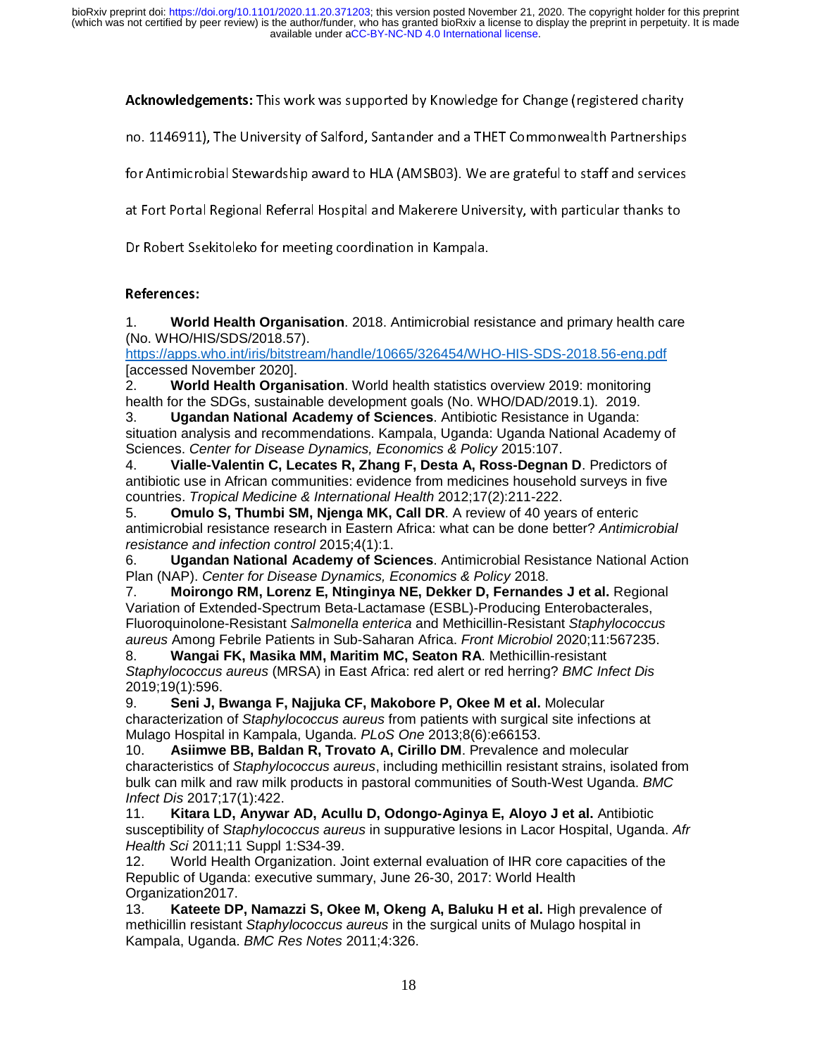**Acknowledgements:** This work was supported by Knowledge for Change (registered charity no. 1146911), The University of Salford, Santander and a THET Commonwealth Partnerships for Antimicrobial Stewardship award to HLA (AMSB03). We are grateful to staff and services at Fort Portal Regional Referral Hospital and Makerere University, with particular thanks to Dr Robert Ssekitoleko for meeting coordination in Kampala.

## References:

1. **World Health Organisation**. 2018. Antimicrobial resistance and primary health care (No. WHO/HIS/SDS/2018.57). https://apps.who.int/iris/bitstream/handle/10665/326454/WHO-HIS-SDS-2018.56-eng.pdf [accessed November 2020].
2. **World Health Organisation**. World health statistics overview 2019: monitoring health for the SDGs, sustainable development goals (No. WHO/DAD/2019.1). 2019.
3. **Ugandan National Academy of Sciences**. Antibiotic Resistance in Uganda: situation analysis and recommendations. Kampala, Uganda: Uganda National Academy of Sciences. *Center for Disease Dynamics, Economics & Policy* 2015:107.
4. **Vialle-Valentin C, Lecates R, Zhang F, Desta A, Ross-Degnan D**. Predictors of antibiotic use in African communities: evidence from medicines household surveys in five countries. *Tropical Medicine & International Health* 2012;17(2):211-222.
5. **Omulo S, Thumbi SM, Njenga MK, Call DR**. A review of 40 years of enteric antimicrobial resistance research in Eastern Africa: what can be done better? *Antimicrobial resistance and infection control* 2015;4(1):1.
6. **Ugandan National Academy of Sciences**. Antimicrobial Resistance National Action Plan (NAP). *Center for Disease Dynamics, Economics & Policy* 2018.
7. **Moirongo RM, Lorenz E, Ntinginya NE, Dekker D, Fernandes J et al.** Regional Variation of Extended-Spectrum Beta-Lactamase (ESBL)-Producing Enterobacterales, Fluoroquinolone-Resistant *Salmonella enterica* and Methicillin-Resistant *Staphylococcus aureus* Among Febrile Patients in Sub-Saharan Africa. *Front Microbiol* 2020;11:567235.
8. **Wangai FK, Masika MM, Maritim MC, Seaton RA**. Methicillin-resistant *Staphylococcus aureus* (MRSA) in East Africa: red alert or red herring? *BMC Infect Dis* 2019;19(1):596.
9. **Seni J, Bwanga F, Najjuka CF, Makobore P, Okee M et al.** Molecular characterization of *Staphylococcus aureus* from patients with surgical site infections at Mulago Hospital in Kampala, Uganda. *PLoS One* 2013;8(6):e66153.
10. **Asiimwe BB, Baldan R, Trovato A, Cirillo DM**. Prevalence and molecular characteristics of *Staphylococcus aureus*, including methicillin resistant strains, isolated from bulk can milk and raw milk products in pastoral communities of South-West Uganda. *BMC Infect Dis* 2017;17(1):422.
11. **Kitara LD, Anywar AD, Acullu D, Odongo-Aginya E, Aloyo J et al.** Antibiotic susceptibility of *Staphylococcus aureus* in suppurative lesions in Lacor Hospital, Uganda. *Afr Health Sci* 2011;11 Suppl 1:S34-39.
12. World Health Organization. Joint external evaluation of IHR core capacities of the Republic of Uganda: executive summary, June 26-30, 2017: World Health Organization2017.
13. **Kateete DP, Namazzi S, Okee M, Okeng A, Baluku H et al.** High prevalence of methicillin resistant *Staphylococcus aureus* in the surgical units of Mulago hospital in Kampala, Uganda. *BMC Res Notes* 2011;4:326.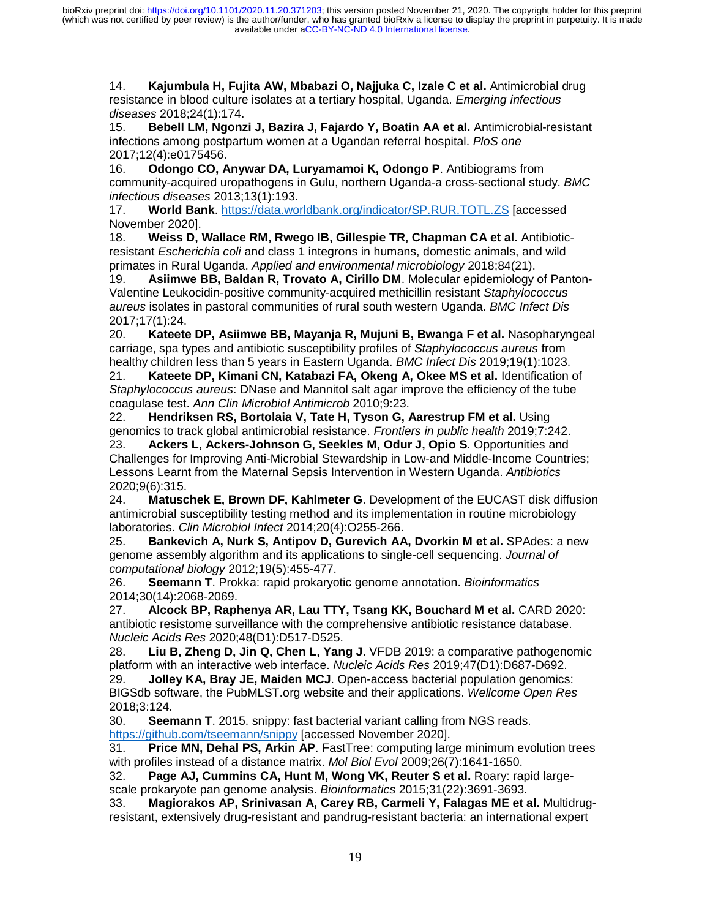14. **Kajumbula H, Fujita AW, Mbabazi O, Najjuka C, Izale C et al.** Antimicrobial drug resistance in blood culture isolates at a tertiary hospital, Uganda. *Emerging infectious diseases* 2018;24(1):174.
15. **Bebell LM, Ngonzi J, Bazira J, Fajardo Y, Boatin AA et al.** Antimicrobial-resistant infections among postpartum women at a Ugandan referral hospital. *PloS one* 2017;12(4):e0175456.
16. **Odongo CO, Anywar DA, Luryamamoi K, Odongo P**. Antibiograms from community-acquired uropathogens in Gulu, northern Uganda-a cross-sectional study. *BMC infectious diseases* 2013;13(1):193.
17. **World Bank**. https://data.worldbank.org/indicator/SP.RUR.TOTL.ZS [accessed November 2020].
18. **Weiss D, Wallace RM, Rwego IB, Gillespie TR, Chapman CA et al.** Antibiotic-resistant *Escherichia coli* and class 1 integrons in humans, domestic animals, and wild primates in Rural Uganda. *Applied and environmental microbiology* 2018;84(21).
19. **Asiimwe BB, Baldan R, Trovato A, Cirillo DM**. Molecular epidemiology of Panton-Valentine Leukocidin-positive community-acquired methicillin resistant *Staphylococcus aureus* isolates in pastoral communities of rural south western Uganda. *BMC Infect Dis* 2017;17(1):24.
20. **Kateete DP, Asiimwe BB, Mayanja R, Mujuni B, Bwanga F et al.** Nasopharyngeal carriage, spa types and antibiotic susceptibility profiles of *Staphylococcus aureus* from healthy children less than 5 years in Eastern Uganda. *BMC Infect Dis* 2019;19(1):1023.
21. **Kateete DP, Kimani CN, Katabazi FA, Okeng A, Okee MS et al.** Identification of *Staphylococcus aureus*: DNase and Mannitol salt agar improve the efficiency of the tube coagulase test. *Ann Clin Microbiol Antimicrob* 2010;9:23.
22. **Hendriksen RS, Bortolaia V, Tate H, Tyson G, Aarestrup FM et al.** Using genomics to track global antimicrobial resistance. *Frontiers in public health* 2019;7:242.
23. **Ackers L, Ackers-Johnson G, Seekles M, Odur J, Opio S**. Opportunities and Challenges for Improving Anti-Microbial Stewardship in Low-and Middle-Income Countries; Lessons Learnt from the Maternal Sepsis Intervention in Western Uganda. *Antibiotics* 2020;9(6):315.
24. **Matuschek E, Brown DF, Kahlmeter G**. Development of the EUCAST disk diffusion antimicrobial susceptibility testing method and its implementation in routine microbiology laboratories. *Clin Microbiol Infect* 2014;20(4):O255-266.
25. **Bankevich A, Nurk S, Antipov D, Gurevich AA, Dvorkin M et al.** SPAdes: a new genome assembly algorithm and its applications to single-cell sequencing. *Journal of computational biology* 2012;19(5):455-477.
26. **Seemann T**. Prokka: rapid prokaryotic genome annotation. *Bioinformatics* 2014;30(14):2068-2069.
27. **Alcock BP, Raphenya AR, Lau TTY, Tsang KK, Bouchard M et al.** CARD 2020: antibiotic resistome surveillance with the comprehensive antibiotic resistance database. *Nucleic Acids Res* 2020;48(D1):D517-D525.
28. **Liu B, Zheng D, Jin Q, Chen L, Yang J**. VFDB 2019: a comparative pathogenomic platform with an interactive web interface. *Nucleic Acids Res* 2019;47(D1):D687-D692.
29. **Jolley KA, Bray JE, Maiden MCJ**. Open-access bacterial population genomics: BIGSdb software, the PubMLST.org website and their applications. *Wellcome Open Res* 2018;3:124.
30. **Seemann T**. 2015. snippy: fast bacterial variant calling from NGS reads. https://github.com/tseemann/snippy [accessed November 2020].
31. **Price MN, Dehal PS, Arkin AP**. FastTree: computing large minimum evolution trees with profiles instead of a distance matrix. *Mol Biol Evol* 2009;26(7):1641-1650.
32. **Page AJ, Cummins CA, Hunt M, Wong VK, Reuter S et al.** Roary: rapid large-scale prokaryote pan genome analysis. *Bioinformatics* 2015;31(22):3691-3693.
33. **Magiorakos AP, Srinivasan A, Carey RB, Carmeli Y, Falagas ME et al.** Multidrug-resistant, extensively drug-resistant and pandrug-resistant bacteria: an international expert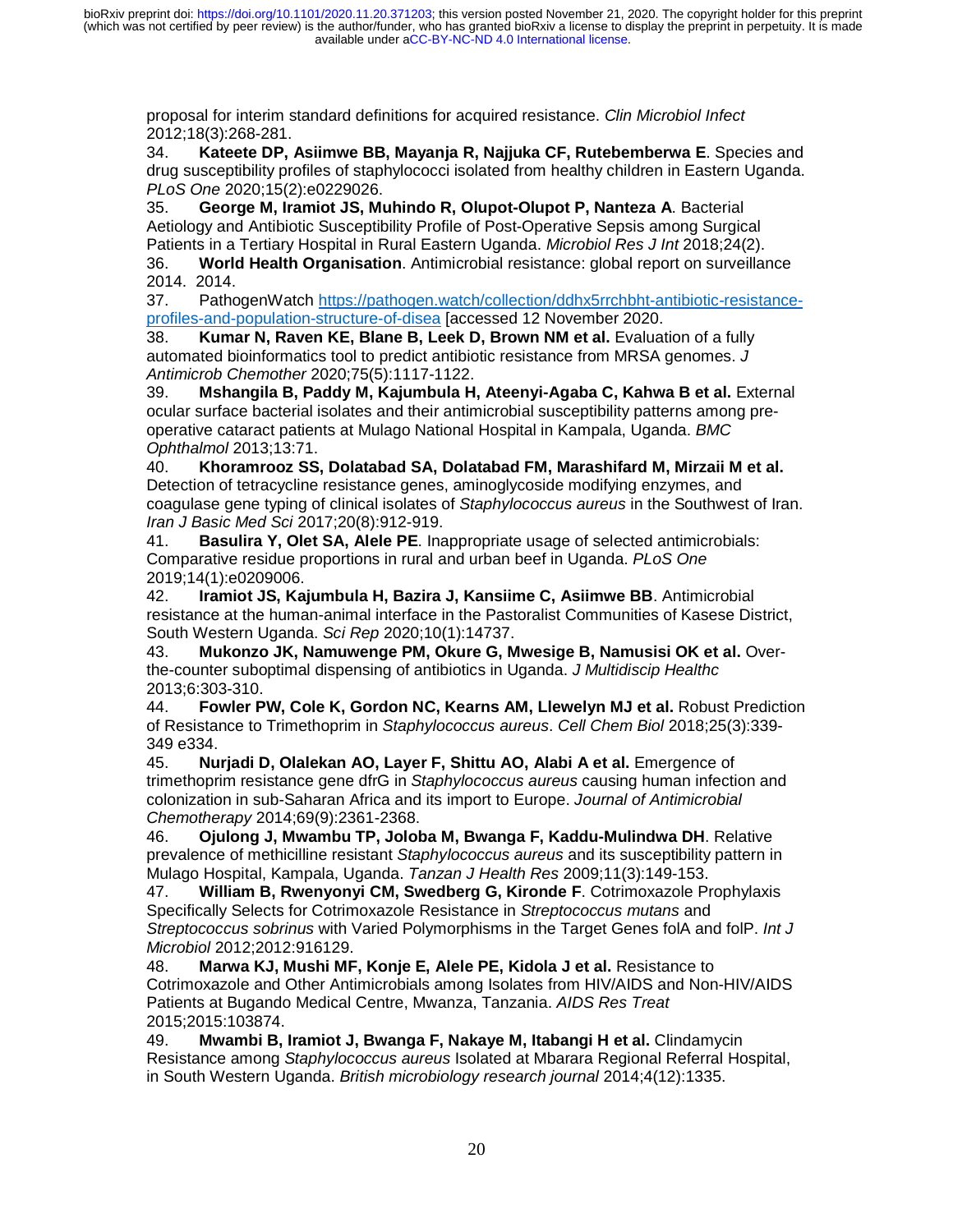proposal for interim standard definitions for acquired resistance. *Clin Microbiol Infect* 2012;18(3):268-281.

34. **Kateete DP, Asiimwe BB, Mayanja R, Najjuka CF, Rutebemberwa E**. Species and drug susceptibility profiles of staphylococci isolated from healthy children in Eastern Uganda. *PLoS One* 2020;15(2):e0229026.

35. **George M, Iramiot JS, Muhindo R, Olupot-Olupot P, Nanteza A**. Bacterial Aetiology and Antibiotic Susceptibility Profile of Post-Operative Sepsis among Surgical Patients in a Tertiary Hospital in Rural Eastern Uganda. *Microbiol Res J Int* 2018;24(2).

36. **World Health Organisation**. Antimicrobial resistance: global report on surveillance 2014. 2014.

37. PathogenWatch https://pathogen.watch/collection/ddhx5rrchbht-antibiotic-resistance-profiles-and-population-structure-of-disea [accessed 12 November 2020.

38. **Kumar N, Raven KE, Blane B, Leek D, Brown NM et al.** Evaluation of a fully automated bioinformatics tool to predict antibiotic resistance from MRSA genomes. *J Antimicrob Chemother* 2020;75(5):1117-1122.

39. **Mshangila B, Paddy M, Kajumbula H, Ateenyi-Agaba C, Kahwa B et al.** External ocular surface bacterial isolates and their antimicrobial susceptibility patterns among pre-operative cataract patients at Mulago National Hospital in Kampala, Uganda. *BMC Ophthalmol* 2013;13:71.

40. **Khoramrooz SS, Dolatabad SA, Dolatabad FM, Marashifard M, Mirzaii M et al.** Detection of tetracycline resistance genes, aminoglycoside modifying enzymes, and coagulase gene typing of clinical isolates of *Staphylococcus aureus* in the Southwest of Iran. *Iran J Basic Med Sci* 2017;20(8):912-919.

41. **Basulira Y, Olet SA, Alele PE**. Inappropriate usage of selected antimicrobials: Comparative residue proportions in rural and urban beef in Uganda. *PLoS One* 2019;14(1):e0209006.

42. **Iramiot JS, Kajumbula H, Bazira J, Kansiime C, Asiimwe BB**. Antimicrobial resistance at the human-animal interface in the Pastoralist Communities of Kasese District, South Western Uganda. *Sci Rep* 2020;10(1):14737.

43. **Mukonzo JK, Namuwenge PM, Okure G, Mwesige B, Namusisi OK et al.** Over-the-counter suboptimal dispensing of antibiotics in Uganda. *J Multidiscip Healthc* 2013;6:303-310.

44. **Fowler PW, Cole K, Gordon NC, Kearns AM, Llewelyn MJ et al.** Robust Prediction of Resistance to Trimethoprim in *Staphylococcus aureus*. *Cell Chem Biol* 2018;25(3):339-349 e334.

45. **Nurjadi D, Olalekan AO, Layer F, Shittu AO, Alabi A et al.** Emergence of trimethoprim resistance gene dfrG in *Staphylococcus aureus* causing human infection and colonization in sub-Saharan Africa and its import to Europe. *Journal of Antimicrobial Chemotherapy* 2014;69(9):2361-2368.

46. **Ojulong J, Mwambu TP, Joloba M, Bwanga F, Kaddu-Mulindwa DH**. Relative prevalence of methicilline resistant *Staphylococcus aureus* and its susceptibility pattern in Mulago Hospital, Kampala, Uganda. *Tanzan J Health Res* 2009;11(3):149-153.

47. **William B, Rwenyonyi CM, Swedberg G, Kironde F**. Cotrimoxazole Prophylaxis Specifically Selects for Cotrimoxazole Resistance in *Streptococcus mutans* and *Streptococcus sobrinus* with Varied Polymorphisms in the Target Genes folA and folP. *Int J Microbiol* 2012;2012:916129.

48. **Marwa KJ, Mushi MF, Konje E, Alele PE, Kidola J et al.** Resistance to Cotrimoxazole and Other Antimicrobials among Isolates from HIV/AIDS and Non-HIV/AIDS Patients at Bugando Medical Centre, Mwanza, Tanzania. *AIDS Res Treat* 2015;2015:103874.

49. **Mwambi B, Iramiot J, Bwanga F, Nakaye M, Itabangi H et al.** Clindamycin Resistance among *Staphylococcus aureus* Isolated at Mbarara Regional Referral Hospital, in South Western Uganda. *British microbiology research journal* 2014;4(12):1335.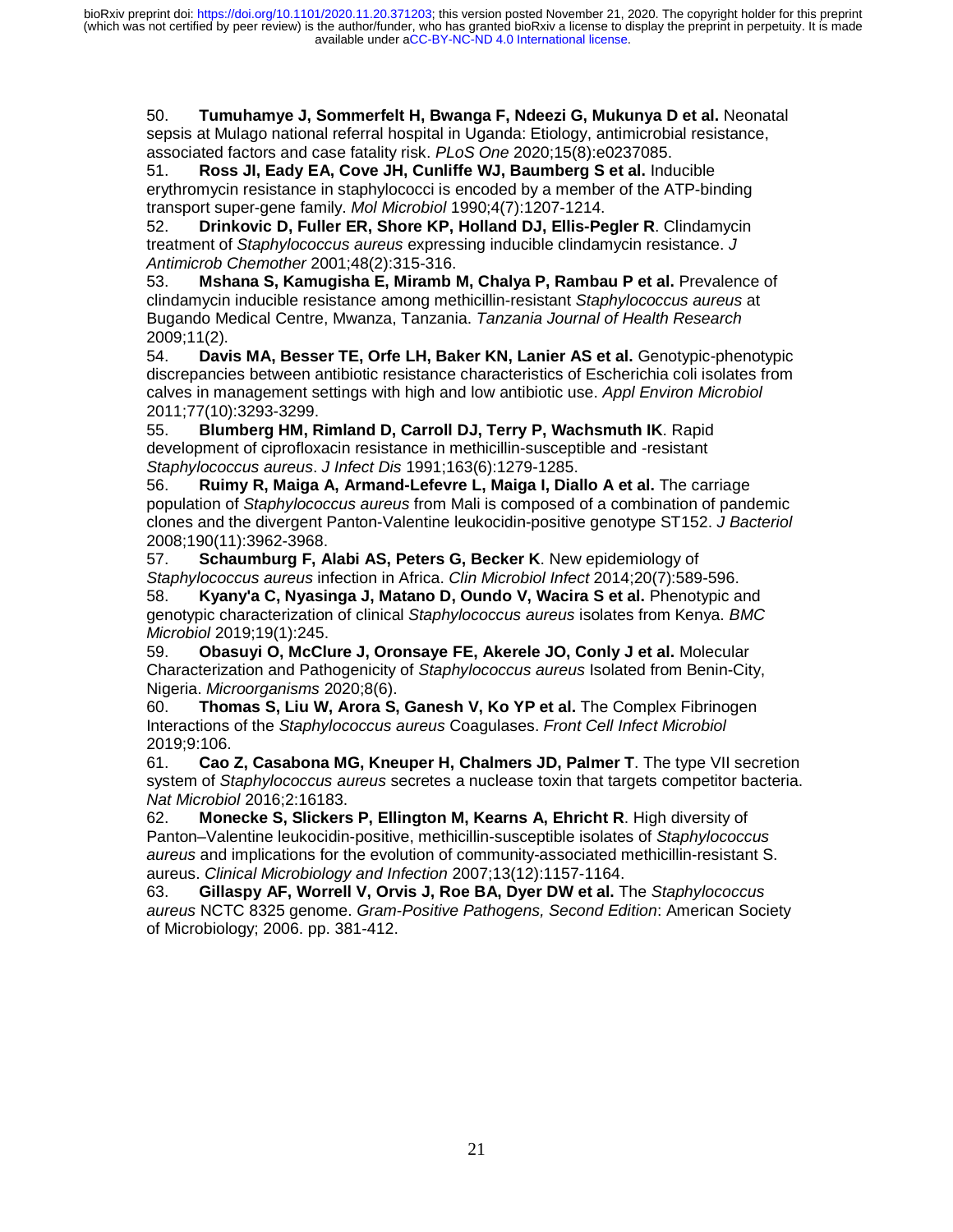50. **Tumuhamye J, Sommerfelt H, Bwanga F, Ndeezi G, Mukunya D et al.** Neonatal sepsis at Mulago national referral hospital in Uganda: Etiology, antimicrobial resistance, associated factors and case fatality risk. *PLoS One* 2020;15(8):e0237085.

51. **Ross JI, Eady EA, Cove JH, Cunliffe WJ, Baumberg S et al.** Inducible erythromycin resistance in staphylococci is encoded by a member of the ATP-binding transport super-gene family. *Mol Microbiol* 1990;4(7):1207-1214.

52. **Drinkovic D, Fuller ER, Shore KP, Holland DJ, Ellis-Pegler R**. Clindamycin treatment of *Staphylococcus aureus* expressing inducible clindamycin resistance. *J Antimicrob Chemother* 2001;48(2):315-316.

53. **Mshana S, Kamugisha E, Miramb M, Chalya P, Rambau P et al.** Prevalence of clindamycin inducible resistance among methicillin-resistant *Staphylococcus aureus* at Bugando Medical Centre, Mwanza, Tanzania. *Tanzania Journal of Health Research* 2009;11(2).

54. **Davis MA, Besser TE, Orfe LH, Baker KN, Lanier AS et al.** Genotypic-phenotypic discrepancies between antibiotic resistance characteristics of Escherichia coli isolates from calves in management settings with high and low antibiotic use. *Appl Environ Microbiol* 2011;77(10):3293-3299.

55. **Blumberg HM, Rimland D, Carroll DJ, Terry P, Wachsmuth IK**. Rapid development of ciprofloxacin resistance in methicillin-susceptible and -resistant *Staphylococcus aureus*. *J Infect Dis* 1991;163(6):1279-1285.

56. **Ruimy R, Maiga A, Armand-Lefevre L, Maiga I, Diallo A et al.** The carriage population of *Staphylococcus aureus* from Mali is composed of a combination of pandemic clones and the divergent Panton-Valentine leukocidin-positive genotype ST152. *J Bacteriol* 2008;190(11):3962-3968.

57. **Schaumburg F, Alabi AS, Peters G, Becker K**. New epidemiology of *Staphylococcus aureus* infection in Africa. *Clin Microbiol Infect* 2014;20(7):589-596.

58. **Kyany'a C, Nyasinga J, Matano D, Oundo V, Wacira S et al.** Phenotypic and genotypic characterization of clinical *Staphylococcus aureus* isolates from Kenya. *BMC Microbiol* 2019;19(1):245.

59. **Obasuyi O, McClure J, Oronsaye FE, Akerele JO, Conly J et al.** Molecular Characterization and Pathogenicity of *Staphylococcus aureus* Isolated from Benin-City, Nigeria. *Microorganisms* 2020;8(6).

60. **Thomas S, Liu W, Arora S, Ganesh V, Ko YP et al.** The Complex Fibrinogen Interactions of the *Staphylococcus aureus* Coagulases. *Front Cell Infect Microbiol* 2019;9:106.

61. **Cao Z, Casabona MG, Kneuper H, Chalmers JD, Palmer T**. The type VII secretion system of *Staphylococcus aureus* secretes a nuclease toxin that targets competitor bacteria. *Nat Microbiol* 2016;2:16183.

62. **Monecke S, Slickers P, Ellington M, Kearns A, Ehricht R**. High diversity of Panton–Valentine leukocidin-positive, methicillin-susceptible isolates of *Staphylococcus aureus* and implications for the evolution of community-associated methicillin-resistant S. aureus. *Clinical Microbiology and Infection* 2007;13(12):1157-1164.

63. **Gillaspy AF, Worrell V, Orvis J, Roe BA, Dyer DW et al.** The *Staphylococcus aureus* NCTC 8325 genome. *Gram-Positive Pathogens, Second Edition*: American Society of Microbiology; 2006. pp. 381-412.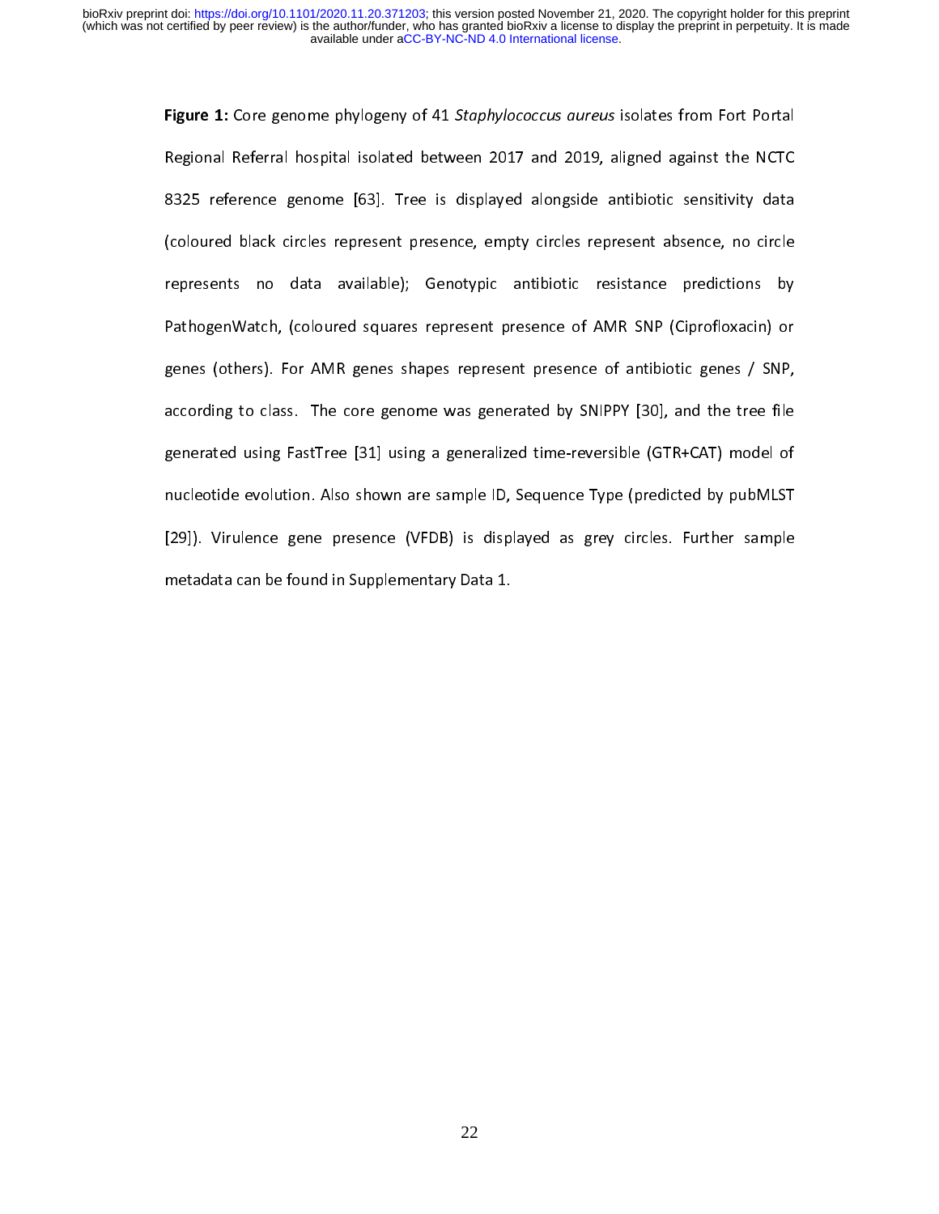**Figure 1:** Core genome phylogeny of 41 *Staphylococcus aureus* isolates from Fort Portal Regional Referral hospital isolated between 2017 and 2019, aligned against the NCTC 8325 reference genome [63]. Tree is displayed alongside antibiotic sensitivity data (coloured black circles represent presence, empty circles represent absence, no circle represents no data available); Genotypic antibiotic resistance predictions by PathogenWatch, (coloured squares represent presence of AMR SNP (Ciprofloxacin) or genes (others). For AMR genes shapes represent presence of antibiotic genes / SNP, according to class. The core genome was generated by SNIPPY [30], and the tree file generated using FastTree [31] using a generalized time-reversible (GTR+CAT) model of nucleotide evolution. Also shown are sample ID, Sequence Type (predicted by pubMLST [29]). Virulence gene presence (VFDB) is displayed as grey circles. Further sample metadata can be found in Supplementary Data 1.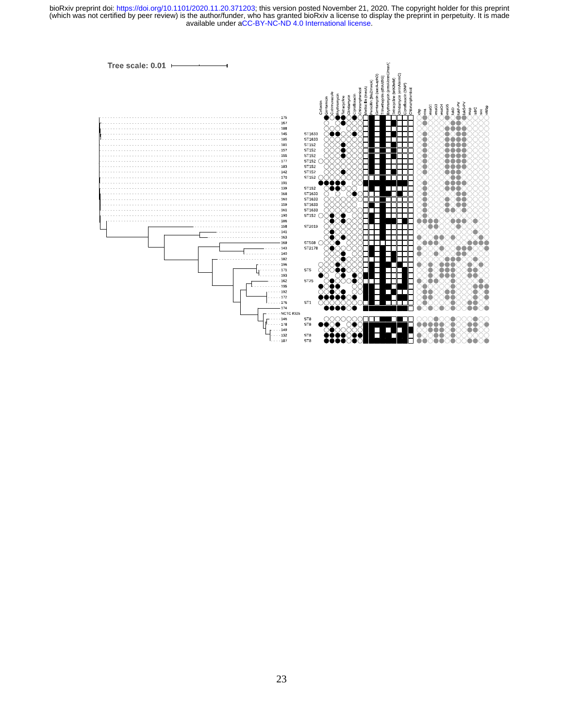Tree scale: 0.01

Cefoxitin
Gentamicin
Cotrimoxazole
Erythromycin
Tetracycline
Clindamycin
Ciprofloxacin
Chloramphenicol
Methicillin (mecA)
Penicillin (blaZ/mecA)
Gentamycin (aacA-aphD)
Trimethoprim (dfrA/dfrG)
Erythromycin (ermA/ermC/msrA)
Tetracycline (tetK/tetM)
Clindamycin (ermA/ermC)
Ciprofloxacin (SNP)
Chloramphenicol

chp
ena
esaG1
esaG3
esaG4
esaG5
lukD
lukF-PV
lukS-PV
map
sdrC
sec
vWbp

175
167
188
145 ST1633
185 ST1633
181 ST152
157 ST152
155 ST152
177 ST152
183 ST152
142 ST152
170 ST152
191
139 ST152
168 ST1633
160 ST1633
159 ST1633
161 ST1633
190 ST152
186
158 ST2019
141
163
169 ST508
143 ST2178
140
182
196
171 ST5
193
162 ST25
195
192
172
176 ST1
174
NCTC 8325
146 ST8
178 ST8
149
132 ST8
187 ST8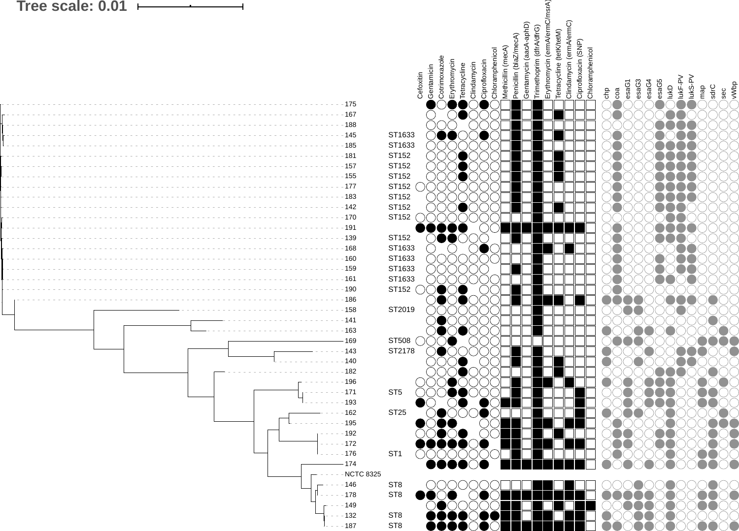Tree scale: 0.01

Cefoxitin
Gentamicin
Cotrimoxazole
Erythromycin
Tetracycline
Clindamycin
Ciprofloxacin
Chloramphenicol
Methicillin (mecA)
Penicillin (blaZ/mecA)
Gentamycin (aacA-aphD)
Trimethoprim (dfrA/dfrG)
Erythromycin (ermA/ermC/msrA)
Tetracycline (tetK/tetM)
Clindamycin (ermA/ermC)
Ciprofloxacin (SNP)
Chloramphenicol
chp
coa
esaG1
esaG3
esaG4
esaG5
lukD
lukF-PV
lukS-PV
map
sdrC
sec
vWbp

175
167
188
145 ST1633
185 ST1633
181 ST152
157 ST152
155 ST152
177 ST152
183 ST152
142 ST152
170 ST152
191
139 ST152
168 ST1633
160 ST1633
159 ST1633
161 ST1633
190 ST152
186
158 ST2019
141
163
169 ST508
143 ST2178
140
182
196
171 ST5
193
162 ST25
195
192
172
176 ST1
174
NCTC 8325
146 ST8
178 ST8
149
132 ST8
187 ST8